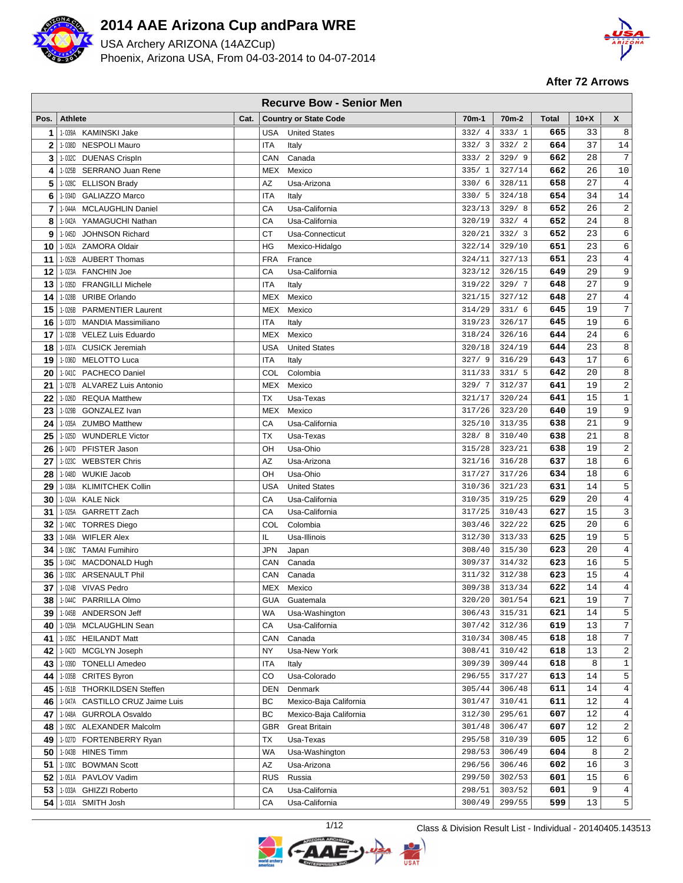# 2014 AAE Arizona Cup andPara WRE

USA Archery ARIZONA (14AZCup)

Phoenix, Arizona USA, From 04-03-2014 to 04-07-2014

**After 72 Arrows**

## Recurve Bow - Senior Men

| Pos. | Athlete | Cat. | Country or State Code | | 70m-1 | 70m-2 | Total | 10+X | X |
|---|---|---|---|---|---|---|---|---|---|
| 1 | 1-039A KAMINSKI Jake | | USA | United States | 332/ 4 | 333/ 1 | 665 | 33 | 8 |
| 2 | 1-038D NESPOLI Mauro | | ITA | Italy | 332/ 3 | 332/ 2 | 664 | 37 | 14 |
| 3 | 1-032C DUENAS Crispln | | CAN | Canada | 333/ 2 | 329/ 9 | 662 | 28 | 7 |
| 4 | 1-025B SERRANO Juan Rene | | MEX | Mexico | 335/ 1 | 327/14 | 662 | 26 | 10 |
| 5 | 1-028C ELLISON Brady | | AZ | Usa-Arizona | 330/ 6 | 328/11 | 658 | 27 | 4 |
| 6 | 1-034D GALIAZZO Marco | | ITA | Italy | 330/ 5 | 324/18 | 654 | 34 | 14 |
| 7 | 1-044A MCLAUGHLIN Daniel | | CA | Usa-California | 323/13 | 329/ 8 | 652 | 26 | 2 |
| 8 | 1-042A YAMAGUCHI Nathan | | CA | Usa-California | 320/19 | 332/ 4 | 652 | 24 | 8 |
| 9 | 1-045D JOHNSON Richard | | CT | Usa-Connecticut | 320/21 | 332/ 3 | 652 | 23 | 6 |
| 10 | 1-052A ZAMORA Oldair | | HG | Mexico-Hidalgo | 322/14 | 329/10 | 651 | 23 | 6 |
| 11 | 1-052B AUBERT Thomas | | FRA | France | 324/11 | 327/13 | 651 | 23 | 4 |
| 12 | 1-023A FANCHIN Joe | | CA | Usa-California | 323/12 | 326/15 | 649 | 29 | 9 |
| 13 | 1-035D FRANGILLI Michele | | ITA | Italy | 319/22 | 329/ 7 | 648 | 27 | 9 |
| 14 | 1-028B URIBE Orlando | | MEX | Mexico | 321/15 | 327/12 | 648 | 27 | 4 |
| 15 | 1-026B PARMENTIER Laurent | | MEX | Mexico | 314/29 | 331/ 6 | 645 | 19 | 7 |
| 16 | 1-037D MANDIA Massimiliano | | ITA | Italy | 319/23 | 326/17 | 645 | 19 | 6 |
| 17 | 1-023B VELEZ Luis Eduardo | | MEX | Mexico | 318/24 | 326/16 | 644 | 24 | 6 |
| 18 | 1-037A CUSICK Jeremiah | | USA | United States | 320/18 | 324/19 | 644 | 23 | 8 |
| 19 | 1-036D MELOTTO Luca | | ITA | Italy | 327/ 9 | 316/29 | 643 | 17 | 6 |
| 20 | 1-041C PACHECO Daniel | | COL | Colombia | 311/33 | 331/ 5 | 642 | 20 | 8 |
| 21 | 1-027B ALVAREZ Luis Antonio | | MEX | Mexico | 329/ 7 | 312/37 | 641 | 19 | 2 |
| 22 | 1-026D REQUA Matthew | | TX | Usa-Texas | 321/17 | 320/24 | 641 | 15 | 1 |
| 23 | 1-029B GONZALEZ Ivan | | MEX | Mexico | 317/26 | 323/20 | 640 | 19 | 9 |
| 24 | 1-035A ZUMBO Matthew | | CA | Usa-California | 325/10 | 313/35 | 638 | 21 | 9 |
| 25 | 1-025D WUNDERLE Victor | | TX | Usa-Texas | 328/ 8 | 310/40 | 638 | 21 | 8 |
| 26 | 1-047D PFISTER Jason | | OH | Usa-Ohio | 315/28 | 323/21 | 638 | 19 | 2 |
| 27 | 1-023C WEBSTER Chris | | AZ | Usa-Arizona | 321/16 | 316/28 | 637 | 18 | 6 |
| 28 | 1-048D WUKIE Jacob | | OH | Usa-Ohio | 317/27 | 317/26 | 634 | 18 | 6 |
| 29 | 1-038A KLIMITCHEK Collin | | USA | United States | 310/36 | 321/23 | 631 | 14 | 5 |
| 30 | 1-024A KALE Nick | | CA | Usa-California | 310/35 | 319/25 | 629 | 20 | 4 |
| 31 | 1-025A GARRETT Zach | | CA | Usa-California | 317/25 | 310/43 | 627 | 15 | 3 |
| 32 | 1-040C TORRES Diego | | COL | Colombia | 303/46 | 322/22 | 625 | 20 | 6 |
| 33 | 1-049A WIFLER Alex | | IL | Usa-Illinois | 312/30 | 313/33 | 625 | 19 | 5 |
| 34 | 1-036C TAMAI Fumihiro | | JPN | Japan | 308/40 | 315/30 | 623 | 20 | 4 |
| 35 | 1-034C MACDONALD Hugh | | CAN | Canada | 309/37 | 314/32 | 623 | 16 | 5 |
| 36 | 1-033C ARSENAULT Phil | | CAN | Canada | 311/32 | 312/38 | 623 | 15 | 4 |
| 37 | 1-024B VIVAS Pedro | | MEX | Mexico | 309/38 | 313/34 | 622 | 14 | 4 |
| 38 | 1-044C PARRILLA Olmo | | GUA | Guatemala | 320/20 | 301/54 | 621 | 19 | 7 |
| 39 | 1-045B ANDERSON Jeff | | WA | Usa-Washington | 306/43 | 315/31 | 621 | 14 | 5 |
| 40 | 1-029A MCLAUGHLIN Sean | | CA | Usa-California | 307/42 | 312/36 | 619 | 13 | 7 |
| 41 | 1-035C HEILANDT Matt | | CAN | Canada | 310/34 | 308/45 | 618 | 18 | 7 |
| 42 | 1-042D MCGLYN Joseph | | NY | Usa-New York | 308/41 | 310/42 | 618 | 13 | 2 |
| 43 | 1-039D TONELLI Amedeo | | ITA | Italy | 309/39 | 309/44 | 618 | 8 | 1 |
| 44 | 1-035B CRITES Byron | | CO | Usa-Colorado | 296/55 | 317/27 | 613 | 14 | 5 |
| 45 | 1-051B THORKILDSEN Steffen | | DEN | Denmark | 305/44 | 306/48 | 611 | 14 | 4 |
| 46 | 1-047A CASTILLO CRUZ Jaime Luis | | BC | Mexico-Baja California | 301/47 | 310/41 | 611 | 12 | 4 |
| 47 | 1-048A GURROLA Osvaldo | | BC | Mexico-Baja California | 312/30 | 295/61 | 607 | 12 | 4 |
| 48 | 1-050C ALEXANDER Malcolm | | GBR | Great Britain | 301/48 | 306/47 | 607 | 12 | 2 |
| 49 | 1-027D FORTENBERRY Ryan | | TX | Usa-Texas | 295/58 | 310/39 | 605 | 12 | 6 |
| 50 | 1-043B HINES Timm | | WA | Usa-Washington | 298/53 | 306/49 | 604 | 8 | 2 |
| 51 | 1-030C BOWMAN Scott | | AZ | Usa-Arizona | 296/56 | 306/46 | 602 | 16 | 3 |
| 52 | 1-051A PAVLOV Vadim | | RUS | Russia | 299/50 | 302/53 | 601 | 15 | 6 |
| 53 | 1-033A GHIZZI Roberto | | CA | Usa-California | 298/51 | 303/52 | 601 | 9 | 4 |
| 54 | 1-031A SMITH Josh | | CA | Usa-California | 300/49 | 299/55 | 599 | 13 | 5 |

Class & Division Result List - Individual - 20140405.143513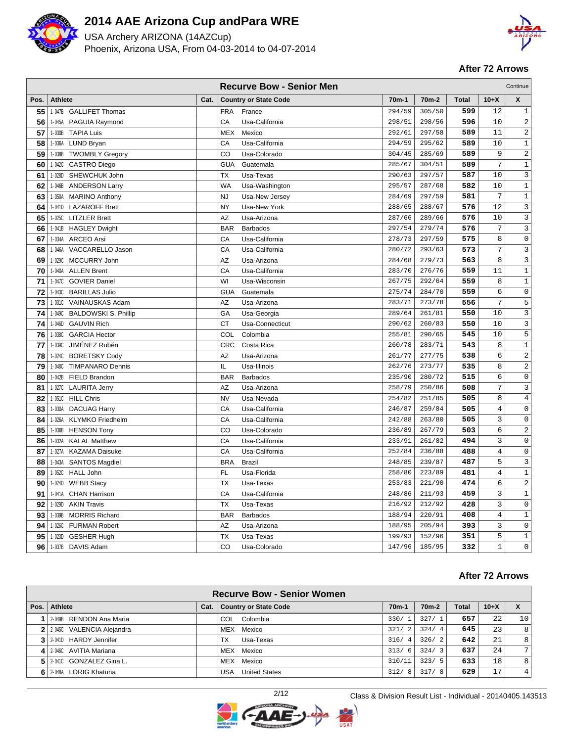# 2014 AAE Arizona Cup andPara WRE

USA Archery ARIZONA (14AZCup)
Phoenix, Arizona USA, From 04-03-2014 to 04-07-2014

**After 72 Arrows**

| Recurve Bow - Senior Men | | | | | | | | | Continue |
|---|---|---|---|---|---|---|---|---|---|
| **Pos.** | **Athlete** | **Cat.** | **Country or State Code** | **70m-1** | **70m-2** | **Total** | **10+X** | **X** |
| **55** | 1-047B GALLIFET Thomas | | FRA France | 294/59 | 305/50 | **599** | 12 | 1 |
| **56** | 1-045A PAGUIA Raymond | | CA Usa-California | 298/51 | 298/56 | **596** | 10 | 2 |
| **57** | 1-030B TAPIA Luis | | MEX Mexico | 292/61 | 297/58 | **589** | 11 | 2 |
| **58** | 1-036A LUND Bryan | | CA Usa-California | 294/59 | 295/62 | **589** | 10 | 1 |
| **59** | 1-038B TWOMBLY Gregory | | CO Usa-Colorado | 304/45 | 285/69 | **589** | 9 | 2 |
| **60** | 1-042C CASTRO Diego | | GUA Guatemala | 285/67 | 304/51 | **589** | 7 | 1 |
| **61** | 1-028D SHEWCHUK John | | TX Usa-Texas | 290/63 | 297/57 | **587** | 10 | 3 |
| **62** | 1-046B ANDERSON Larry | | WA Usa-Washington | 295/57 | 287/68 | **582** | 10 | 1 |
| **63** | 1-050A MARINO Anthony | | NJ Usa-New Jersey | 284/69 | 297/59 | **581** | 7 | 1 |
| **64** | 1-041D LAZAROFF Brett | | NY Usa-New York | 288/65 | 288/67 | **576** | 12 | 3 |
| **65** | 1-025C LITZLER Brett | | AZ Usa-Arizona | 287/66 | 289/66 | **576** | 10 | 3 |
| **66** | 1-041B HAGLEY Dwight | | BAR Barbados | 297/54 | 279/74 | **576** | 7 | 3 |
| **67** | 1-034A ARCEO Arsi | | CA Usa-California | 278/73 | 297/59 | **575** | 8 | 0 |
| **68** | 1-046A VACCARELLO Jason | | CA Usa-California | 280/72 | 293/63 | **573** | 7 | 3 |
| **69** | 1-029C MCCURRY John | | AZ Usa-Arizona | 284/68 | 279/73 | **563** | 8 | 3 |
| **70** | 1-040A ALLEN Brent | | CA Usa-California | 283/70 | 276/76 | **559** | 11 | 1 |
| **71** | 1-047C GOVIER Daniel | | WI Usa-Wisconsin | 267/75 | 292/64 | **559** | 8 | 1 |
| **72** | 1-043C BARILLAS Julio | | GUA Guatemala | 275/74 | 284/70 | **559** | 6 | 0 |
| **73** | 1-031C VAINAUSKAS Adam | | AZ Usa-Arizona | 283/71 | 273/78 | **556** | 7 | 5 |
| **74** | 1-049C BALDOWSKI S. Phillip | | GA Usa-Georgia | 289/64 | 261/81 | **550** | 10 | 3 |
| **74** | 1-046D GAUVIN Rich | | CT Usa-Connecticut | 290/62 | 260/83 | **550** | 10 | 3 |
| **76** | 1-038C GARCIA Hector | | COL Colombia | 255/81 | 290/65 | **545** | 10 | 5 |
| **77** | 1-039C JIMÉNEZ Rubén | | CRC Costa Rica | 260/78 | 283/71 | **543** | 8 | 1 |
| **78** | 1-024C BORETSKY Cody | | AZ Usa-Arizona | 261/77 | 277/75 | **538** | 6 | 2 |
| **79** | 1-048C TIMPANARO Dennis | | IL Usa-Illinois | 262/76 | 273/77 | **535** | 8 | 2 |
| **80** | 1-042B FIELD Brandon | | BAR Barbados | 235/90 | 280/72 | **515** | 6 | 0 |
| **81** | 1-027C LAURITA Jerry | | AZ Usa-Arizona | 258/79 | 250/86 | **508** | 7 | 3 |
| **82** | 1-051C HILL Chris | | NV Usa-Nevada | 254/82 | 251/85 | **505** | 8 | 4 |
| **83** | 1-030A DACUAG Harry | | CA Usa-California | 246/87 | 259/84 | **505** | 4 | 0 |
| **84** | 1-026A KLYMKO Friedhelm | | CA Usa-California | 242/88 | 263/80 | **505** | 3 | 0 |
| **85** | 1-036B HENSON Tony | | CO Usa-Colorado | 236/89 | 267/79 | **503** | 6 | 2 |
| **86** | 1-032A KALAL Matthew | | CA Usa-California | 233/91 | 261/82 | **494** | 3 | 0 |
| **87** | 1-027A KAZAMA Daisuke | | CA Usa-California | 252/84 | 236/88 | **488** | 4 | 0 |
| **88** | 1-043A SANTOS Magdiel | | BRA Brazil | 248/85 | 239/87 | **487** | 5 | 3 |
| **89** | 1-052C HALL John | | FL Usa-Florida | 258/80 | 223/89 | **481** | 4 | 1 |
| **90** | 1-024D WEBB Stacy | | TX Usa-Texas | 253/83 | 221/90 | **474** | 6 | 2 |
| **91** | 1-041A CHAN Harrison | | CA Usa-California | 248/86 | 211/93 | **459** | 3 | 1 |
| **92** | 1-029D AKIN Travis | | TX Usa-Texas | 216/92 | 212/92 | **428** | 3 | 0 |
| **93** | 1-039B MORRIS Richard | | BAR Barbados | 188/94 | 220/91 | **408** | 4 | 1 |
| **94** | 1-026C FURMAN Robert | | AZ Usa-Arizona | 188/95 | 205/94 | **393** | 3 | 0 |
| **95** | 1-023D GESHER Hugh | | TX Usa-Texas | 199/93 | 152/96 | **351** | 5 | 1 |
| **96** | 1-037B DAVIS Adam | | CO Usa-Colorado | 147/96 | 185/95 | **332** | 1 | 0 |

**After 72 Arrows**

| Recurve Bow - Senior Women | | | | | | | | |
|---|---|---|---|---|---|---|---|---|
| **Pos.** | **Athlete** | **Cat.** | **Country or State Code** | **70m-1** | **70m-2** | **Total** | **10+X** | **X** |
| **1** | 2-049B RENDON Ana Maria | | COL Colombia | 330/ 1 | 327/ 1 | **657** | 22 | 10 |
| **2** | 2-045C VALENCIA Alejandra | | MEX Mexico | 321/ 2 | 324/ 4 | **645** | 23 | 8 |
| **3** | 2-041D HARDY Jennifer | | TX Usa-Texas | 316/ 4 | 326/ 2 | **642** | 21 | 8 |
| **4** | 2-046C AVITIA Mariana | | MEX Mexico | 313/ 6 | 324/ 3 | **637** | 24 | 7 |
| **5** | 2-041C GONZALEZ Gina L. | | MEX Mexico | 310/11 | 323/ 5 | **633** | 18 | 8 |
| **6** | 2-048A LORIG Khatuna | | USA United States | 312/ 8 | 317/ 8 | **629** | 17 | 4 |

Class & Division Result List - Individual - 20140405.143513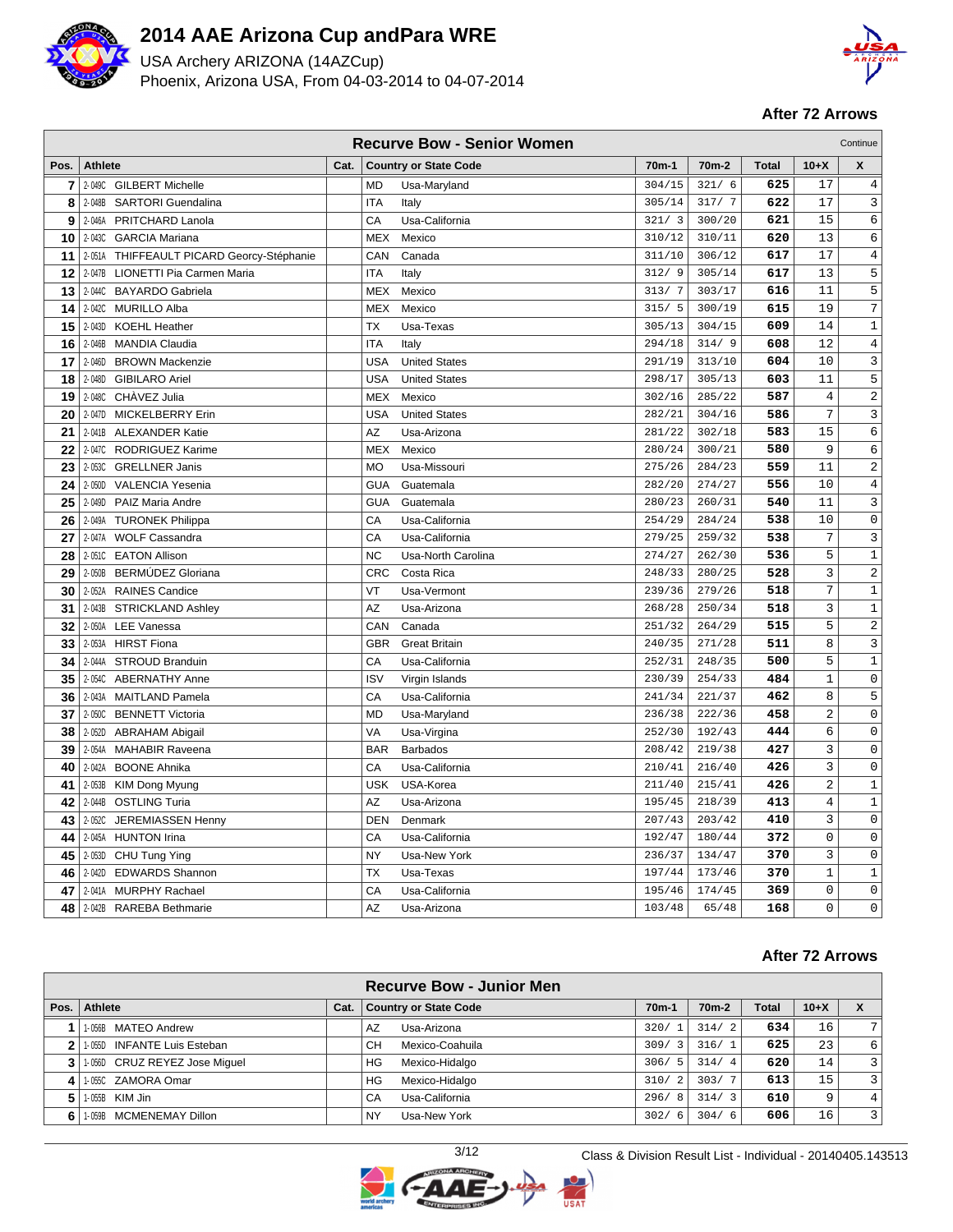# 2014 AAE Arizona Cup andPara WRE

USA Archery ARIZONA (14AZCup)

Phoenix, Arizona USA, From 04-03-2014 to 04-07-2014

**After 72 Arrows**

## Recurve Bow - Senior Women

Continue

| Pos. | Athlete | Cat. | Country or State Code | | 70m-1 | 70m-2 | Total | 10+X | X |
|---|---|---|---|---|---|---|---|---|---|
| 7 | 2-049C GILBERT Michelle | | MD | Usa-Maryland | 304/15 | 321/ 6 | 625 | 17 | 4 |
| 8 | 2-048B SARTORI Guendalina | | ITA | Italy | 305/14 | 317/ 7 | 622 | 17 | 3 |
| 9 | 2-046A PRITCHARD Lanola | | CA | Usa-California | 321/ 3 | 300/20 | 621 | 15 | 6 |
| 10 | 2-043C GARCIA Mariana | | MEX | Mexico | 310/12 | 310/11 | 620 | 13 | 6 |
| 11 | 2-051A THIFFEAULT PICARD Georcy-Stéphanie | | CAN | Canada | 311/10 | 306/12 | 617 | 17 | 4 |
| 12 | 2-047B LIONETTI Pia Carmen Maria | | ITA | Italy | 312/ 9 | 305/14 | 617 | 13 | 5 |
| 13 | 2-044C BAYARDO Gabriela | | MEX | Mexico | 313/ 7 | 303/17 | 616 | 11 | 5 |
| 14 | 2-042C MURILLO Alba | | MEX | Mexico | 315/ 5 | 300/19 | 615 | 19 | 7 |
| 15 | 2-043D KOEHL Heather | | TX | Usa-Texas | 305/13 | 304/15 | 609 | 14 | 1 |
| 16 | 2-046B MANDIA Claudia | | ITA | Italy | 294/18 | 314/ 9 | 608 | 12 | 4 |
| 17 | 2-046D BROWN Mackenzie | | USA | United States | 291/19 | 313/10 | 604 | 10 | 3 |
| 18 | 2-048D GIBILARO Ariel | | USA | United States | 298/17 | 305/13 | 603 | 11 | 5 |
| 19 | 2-048C CHÀVEZ Julia | | MEX | Mexico | 302/16 | 285/22 | 587 | 4 | 2 |
| 20 | 2-047D MICKELBERRY Erin | | USA | United States | 282/21 | 304/16 | 586 | 7 | 3 |
| 21 | 2-041B ALEXANDER Katie | | AZ | Usa-Arizona | 281/22 | 302/18 | 583 | 15 | 6 |
| 22 | 2-047C RODRIGUEZ Karime | | MEX | Mexico | 280/24 | 300/21 | 580 | 9 | 6 |
| 23 | 2-053C GRELLNER Janis | | MO | Usa-Missouri | 275/26 | 284/23 | 559 | 11 | 2 |
| 24 | 2-050D VALENCIA Yesenia | | GUA | Guatemala | 282/20 | 274/27 | 556 | 10 | 4 |
| 25 | 2-049D PAIZ Maria Andre | | GUA | Guatemala | 280/23 | 260/31 | 540 | 11 | 3 |
| 26 | 2-049A TURONEK Philippa | | CA | Usa-California | 254/29 | 284/24 | 538 | 10 | 0 |
| 27 | 2-047A WOLF Cassandra | | CA | Usa-California | 279/25 | 259/32 | 538 | 7 | 3 |
| 28 | 2-051C EATON Allison | | NC | Usa-North Carolina | 274/27 | 262/30 | 536 | 5 | 1 |
| 29 | 2-050B BERMÚDEZ Gloriana | | CRC | Costa Rica | 248/33 | 280/25 | 528 | 3 | 2 |
| 30 | 2-052A RAINES Candice | | VT | Usa-Vermont | 239/36 | 279/26 | 518 | 7 | 1 |
| 31 | 2-043B STRICKLAND Ashley | | AZ | Usa-Arizona | 268/28 | 250/34 | 518 | 3 | 1 |
| 32 | 2-050A LEE Vanessa | | CAN | Canada | 251/32 | 264/29 | 515 | 5 | 2 |
| 33 | 2-053A HIRST Fiona | | GBR | Great Britain | 240/35 | 271/28 | 511 | 8 | 3 |
| 34 | 2-044A STROUD Branduin | | CA | Usa-California | 252/31 | 248/35 | 500 | 5 | 1 |
| 35 | 2-054C ABERNATHY Anne | | ISV | Virgin Islands | 230/39 | 254/33 | 484 | 1 | 0 |
| 36 | 2-043A MAITLAND Pamela | | CA | Usa-California | 241/34 | 221/37 | 462 | 8 | 5 |
| 37 | 2-050C BENNETT Victoria | | MD | Usa-Maryland | 236/38 | 222/36 | 458 | 2 | 0 |
| 38 | 2-052D ABRAHAM Abigail | | VA | Usa-Virgina | 252/30 | 192/43 | 444 | 6 | 0 |
| 39 | 2-054A MAHABIR Raveena | | BAR | Barbados | 208/42 | 219/38 | 427 | 3 | 0 |
| 40 | 2-042A BOONE Ahnika | | CA | Usa-California | 210/41 | 216/40 | 426 | 3 | 0 |
| 41 | 2-053B KIM Dong Myung | | USK | USA-Korea | 211/40 | 215/41 | 426 | 2 | 1 |
| 42 | 2-044B OSTLING Turia | | AZ | Usa-Arizona | 195/45 | 218/39 | 413 | 4 | 1 |
| 43 | 2-052C JEREMIASSEN Henny | | DEN | Denmark | 207/43 | 203/42 | 410 | 3 | 0 |
| 44 | 2-045A HUNTON Irina | | CA | Usa-California | 192/47 | 180/44 | 372 | 0 | 0 |
| 45 | 2-053D CHU Tung Ying | | NY | Usa-New York | 236/37 | 134/47 | 370 | 3 | 0 |
| 46 | 2-042D EDWARDS Shannon | | TX | Usa-Texas | 197/44 | 173/46 | 370 | 1 | 1 |
| 47 | 2-041A MURPHY Rachael | | CA | Usa-California | 195/46 | 174/45 | 369 | 0 | 0 |
| 48 | 2-042B RAREBA Bethmarie | | AZ | Usa-Arizona | 103/48 | 65/48 | 168 | 0 | 0 |

**After 72 Arrows**

## Recurve Bow - Junior Men

| Pos. | Athlete | Cat. | Country or State Code | | 70m-1 | 70m-2 | Total | 10+X | X |
|---|---|---|---|---|---|---|---|---|---|
| 1 | 1-056B MATEO Andrew | | AZ | Usa-Arizona | 320/ 1 | 314/ 2 | 634 | 16 | 7 |
| 2 | 1-055D INFANTE Luis Esteban | | CH | Mexico-Coahuila | 309/ 3 | 316/ 1 | 625 | 23 | 6 |
| 3 | 1-056D CRUZ REYEZ Jose Miguel | | HG | Mexico-Hidalgo | 306/ 5 | 314/ 4 | 620 | 14 | 3 |
| 4 | 1-055C ZAMORA Omar | | HG | Mexico-Hidalgo | 310/ 2 | 303/ 7 | 613 | 15 | 3 |
| 5 | 1-055B KIM Jin | | CA | Usa-California | 296/ 8 | 314/ 3 | 610 | 9 | 4 |
| 6 | 1-059B MCMENEMAY Dillon | | NY | Usa-New York | 302/ 6 | 304/ 6 | 606 | 16 | 3 |

Class & Division Result List - Individual - 20140405.143513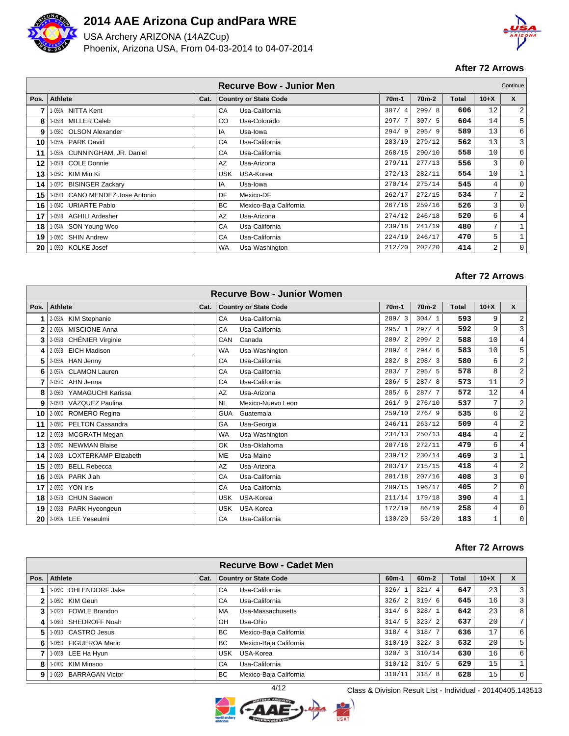# 2014 AAE Arizona Cup andPara WRE

USA Archery ARIZONA (14AZCup)

Phoenix, Arizona USA, From 04-03-2014 to 04-07-2014

**After 72 Arrows**

## Recurve Bow - Junior Men

Continue

| Pos. | | Athlete | Cat. | Country or State Code | | 70m-1 | 70m-2 | Total | 10+X | X |
|---|---|---|---|---|---|---|---|---|---|---|
| 7 | 1-056A | NITTA Kent | | CA | Usa-California | 307/ 4 | 299/ 8 | **606** | 12 | 2 |
| 8 | 1-058B | MILLER Caleb | | CO | Usa-Colorado | 297/ 7 | 307/ 5 | **604** | 14 | 5 |
| 9 | 1-058C | OLSON Alexander | | IA | Usa-Iowa | 294/ 9 | 295/ 9 | **589** | 13 | 6 |
| 10 | 1-055A | PARK David | | CA | Usa-California | 283/10 | 279/12 | **562** | 13 | 3 |
| 11 | 1-058A | CUNNINGHAM, JR. Daniel | | CA | Usa-California | 268/15 | 290/10 | **558** | 10 | 6 |
| 12 | 1-057B | COLE Donnie | | AZ | Usa-Arizona | 279/11 | 277/13 | **556** | 3 | 0 |
| 13 | 1-059C | KIM Min Ki | | USK | USA-Korea | 272/13 | 282/11 | **554** | 10 | 1 |
| 14 | 1-057C | BISINGER Zackary | | IA | Usa-Iowa | 270/14 | 275/14 | **545** | 4 | 0 |
| 15 | 1-057D | CANO MENDEZ Jose Antonio | | DF | Mexico-DF | 262/17 | 272/15 | **534** | 7 | 2 |
| 16 | 1-054C | URIARTE Pablo | | BC | Mexico-Baja California | 267/16 | 259/16 | **526** | 3 | 0 |
| 17 | 1-054B | AGHILI Ardesher | | AZ | Usa-Arizona | 274/12 | 246/18 | **520** | 6 | 4 |
| 18 | 1-054A | SON Young Woo | | CA | Usa-California | 239/18 | 241/19 | **480** | 7 | 1 |
| 19 | 1-056C | SHIN Andrew | | CA | Usa-California | 224/19 | 246/17 | **470** | 5 | 1 |
| 20 | 1-059D | KOLKE Josef | | WA | Usa-Washington | 212/20 | 202/20 | **414** | 2 | 0 |

**After 72 Arrows**

## Recurve Bow - Junior Women

| Pos. | | Athlete | Cat. | Country or State Code | | 70m-1 | 70m-2 | Total | 10+X | X |
|---|---|---|---|---|---|---|---|---|---|---|
| 1 | 2-058A | KIM Stephanie | | CA | Usa-California | 289/ 3 | 304/ 1 | **593** | 9 | 2 |
| 2 | 2-056A | MISCIONE Anna | | CA | Usa-California | 295/ 1 | 297/ 4 | **592** | 9 | 3 |
| 3 | 2-059B | CHÉNIER Virginie | | CAN | Canada | 289/ 2 | 299/ 2 | **588** | 10 | 4 |
| 4 | 2-056B | EICH Madison | | WA | Usa-Washington | 289/ 4 | 294/ 6 | **583** | 10 | 5 |
| 5 | 2-055A | HAN Jenny | | CA | Usa-California | 282/ 8 | 298/ 3 | **580** | 6 | 2 |
| 6 | 2-057A | CLAMON Lauren | | CA | Usa-California | 283/ 7 | 295/ 5 | **578** | 8 | 2 |
| 7 | 2-057C | AHN Jenna | | CA | Usa-California | 286/ 5 | 287/ 8 | **573** | 11 | 2 |
| 8 | 2-056D | YAMAGUCHI Karissa | | AZ | Usa-Arizona | 285/ 6 | 287/ 7 | **572** | 12 | 4 |
| 9 | 2-057D | VÁZQUEZ Paulina | | NL | Mexico-Nuevo Leon | 261/ 9 | 276/10 | **537** | 7 | 2 |
| 10 | 2-060C | ROMERO Regina | | GUA | Guatemala | 259/10 | 276/ 9 | **535** | 6 | 2 |
| 11 | 2-058C | PELTON Cassandra | | GA | Usa-Georgia | 246/11 | 263/12 | **509** | 4 | 2 |
| 12 | 2-055B | MCGRATH Megan | | WA | Usa-Washington | 234/13 | 250/13 | **484** | 4 | 2 |
| 13 | 2-059C | NEWMAN Blaise | | OK | Usa-Oklahoma | 207/16 | 272/11 | **479** | 6 | 4 |
| 14 | 2-060B | LOXTERKAMP Elizabeth | | ME | Usa-Maine | 239/12 | 230/14 | **469** | 3 | 1 |
| 15 | 2-055D | BELL Rebecca | | AZ | Usa-Arizona | 203/17 | 215/15 | **418** | 4 | 2 |
| 16 | 2-059A | PARK Jiah | | CA | Usa-California | 201/18 | 207/16 | **408** | 3 | 0 |
| 17 | 2-055C | YON Iris | | CA | Usa-California | 209/15 | 196/17 | **405** | 2 | 0 |
| 18 | 2-057B | CHUN Saewon | | USK | USA-Korea | 211/14 | 179/18 | **390** | 4 | 1 |
| 19 | 2-058B | PARK Hyeongeun | | USK | USA-Korea | 172/19 | 86/19 | **258** | 4 | 0 |
| 20 | 2-060A | LEE Yeseulmi | | CA | Usa-California | 130/20 | 53/20 | **183** | 1 | 0 |

**After 72 Arrows**

## Recurve Bow - Cadet Men

| Pos. | | Athlete | Cat. | Country or State Code | | 60m-1 | 60m-2 | Total | 10+X | X |
|---|---|---|---|---|---|---|---|---|---|---|
| 1 | 1-063C | OHLENDORF Jake | | CA | Usa-California | 326/ 1 | 321/ 4 | **647** | 23 | 3 |
| 2 | 1-069C | KIM Geun | | CA | Usa-California | 326/ 2 | 319/ 6 | **645** | 16 | 3 |
| 3 | 1-072D | FOWLE Brandon | | MA | Usa-Massachusetts | 314/ 6 | 328/ 1 | **642** | 23 | 8 |
| 4 | 1-068D | SHEDROFF Noah | | OH | Usa-Ohio | 314/ 5 | 323/ 2 | **637** | 20 | 7 |
| 5 | 1-061D | CASTRO Jesus | | BC | Mexico-Baja California | 318/ 4 | 318/ 7 | **636** | 17 | 6 |
| 6 | 1-065D | FIGUEROA Mario | | BC | Mexico-Baja California | 310/10 | 322/ 3 | **632** | 20 | 5 |
| 7 | 1-065B | LEE Ha Hyun | | USK | USA-Korea | 320/ 3 | 310/14 | **630** | 16 | 6 |
| 8 | 1-070C | KIM Minsoo | | CA | Usa-California | 310/12 | 319/ 5 | **629** | 15 | 1 |
| 9 | 1-063D | BARRAGAN Victor | | BC | Mexico-Baja California | 310/11 | 318/ 8 | **628** | 15 | 6 |

Class & Division Result List - Individual - 20140405.143513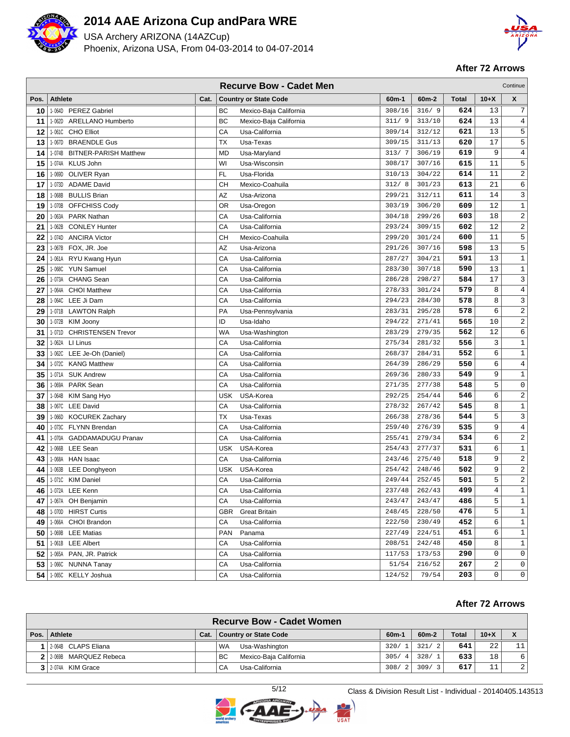# 2014 AAE Arizona Cup andPara WRE

USA Archery ARIZONA (14AZCup)

Phoenix, Arizona USA, From 04-03-2014 to 04-07-2014

**After 72 Arrows**

## Recurve Bow - Cadet Men

Continue

| Pos. | Athlete | Cat. | Country or State Code | | 60m-1 | 60m-2 | Total | 10+X | X |
|---|---|---|---|---|---|---|---|---|---|
| 10 | 1-064D PEREZ Gabriel | | BC | Mexico-Baja California | 308/16 | 316/ 9 | 624 | 13 | 7 |
| 11 | 1-062D ARELLANO Humberto | | BC | Mexico-Baja California | 311/ 9 | 313/10 | 624 | 13 | 4 |
| 12 | 1-061C CHO Elliot | | CA | Usa-California | 309/14 | 312/12 | 621 | 13 | 5 |
| 13 | 1-067D BRAENDLE Gus | | TX | Usa-Texas | 309/15 | 311/13 | 620 | 17 | 5 |
| 14 | 1-074B BITNER-PARISH Matthew | | MD | Usa-Maryland | 313/ 7 | 306/19 | 619 | 9 | 4 |
| 15 | 1-074A KLUS John | | WI | Usa-Wisconsin | 308/17 | 307/16 | 615 | 11 | 5 |
| 16 | 1-069D OLIVER Ryan | | FL | Usa-Florida | 310/13 | 304/22 | 614 | 11 | 2 |
| 17 | 1-073D ADAME David | | CH | Mexico-Coahuila | 312/ 8 | 301/23 | 613 | 21 | 6 |
| 18 | 1-068B BULLIS Brian | | AZ | Usa-Arizona | 299/21 | 312/11 | 611 | 14 | 3 |
| 19 | 1-070B OFFCHISS Cody | | OR | Usa-Oregon | 303/19 | 306/20 | 609 | 12 | 1 |
| 20 | 1-063A PARK Nathan | | CA | Usa-California | 304/18 | 299/26 | 603 | 18 | 2 |
| 21 | 1-062B CONLEY Hunter | | CA | Usa-California | 293/24 | 309/15 | 602 | 12 | 2 |
| 22 | 1-074D ANCIRA Victor | | CH | Mexico-Coahuila | 299/20 | 301/24 | 600 | 11 | 5 |
| 23 | 1-067B FOX, JR. Joe | | AZ | Usa-Arizona | 291/26 | 307/16 | 598 | 13 | 5 |
| 24 | 1-061A RYU Kwang Hyun | | CA | Usa-California | 287/27 | 304/21 | 591 | 13 | 1 |
| 25 | 1-068C YUN Samuel | | CA | Usa-California | 283/30 | 307/18 | 590 | 13 | 1 |
| 26 | 1-073A CHANG Sean | | CA | Usa-California | 286/28 | 298/27 | 584 | 17 | 3 |
| 27 | 1-064A CHOI Matthew | | CA | Usa-California | 278/33 | 301/24 | 579 | 8 | 4 |
| 28 | 1-064C LEE Ji Dam | | CA | Usa-California | 294/23 | 284/30 | 578 | 8 | 3 |
| 29 | 1-071B LAWTON Ralph | | PA | Usa-Pennsylvania | 283/31 | 295/28 | 578 | 6 | 2 |
| 30 | 1-072B KIM Joony | | ID | Usa-Idaho | 294/22 | 271/41 | 565 | 10 | 2 |
| 31 | 1-071D CHRISTENSEN Trevor | | WA | Usa-Washington | 283/29 | 279/35 | 562 | 12 | 6 |
| 32 | 1-062A LI Linus | | CA | Usa-California | 275/34 | 281/32 | 556 | 3 | 1 |
| 33 | 1-062C LEE Je-Oh (Daniel) | | CA | Usa-California | 268/37 | 284/31 | 552 | 6 | 1 |
| 34 | 1-072C KANG Matthew | | CA | Usa-California | 264/39 | 286/29 | 550 | 6 | 4 |
| 35 | 1-071A SUK Andrew | | CA | Usa-California | 269/36 | 280/33 | 549 | 9 | 1 |
| 36 | 1-069A PARK Sean | | CA | Usa-California | 271/35 | 277/38 | 548 | 5 | 0 |
| 37 | 1-064B KIM Sang Hyo | | USK | USA-Korea | 292/25 | 254/44 | 546 | 6 | 2 |
| 38 | 1-067C LEE David | | CA | Usa-California | 278/32 | 267/42 | 545 | 8 | 1 |
| 39 | 1-066D KOCUREK Zachary | | TX | Usa-Texas | 266/38 | 278/36 | 544 | 5 | 3 |
| 40 | 1-073C FLYNN Brendan | | CA | Usa-California | 259/40 | 276/39 | 535 | 9 | 4 |
| 41 | 1-070A GADDAMADUGU Pranav | | CA | Usa-California | 255/41 | 279/34 | 534 | 6 | 2 |
| 42 | 1-066B LEE Sean | | USK | USA-Korea | 254/43 | 277/37 | 531 | 6 | 1 |
| 43 | 1-068A HAN Isaac | | CA | Usa-California | 243/46 | 275/40 | 518 | 9 | 2 |
| 44 | 1-063B LEE Donghyeon | | USK | USA-Korea | 254/42 | 248/46 | 502 | 9 | 2 |
| 45 | 1-071C KIM Daniel | | CA | Usa-California | 249/44 | 252/45 | 501 | 5 | 2 |
| 46 | 1-072A LEE Kenn | | CA | Usa-California | 237/48 | 262/43 | 499 | 4 | 1 |
| 47 | 1-067A OH Benjamin | | CA | Usa-California | 243/47 | 243/47 | 486 | 5 | 1 |
| 48 | 1-070D HIRST Curtis | | GBR | Great Britain | 248/45 | 228/50 | 476 | 5 | 1 |
| 49 | 1-066A CHOI Brandon | | CA | Usa-California | 222/50 | 230/49 | 452 | 6 | 1 |
| 50 | 1-069B LEE Matias | | PAN | Panama | 227/49 | 224/51 | 451 | 6 | 1 |
| 51 | 1-061B LEE Albert | | CA | Usa-California | 208/51 | 242/48 | 450 | 8 | 1 |
| 52 | 1-065A PAN, JR. Patrick | | CA | Usa-California | 117/53 | 173/53 | 290 | 0 | 0 |
| 53 | 1-066C NUNNA Tanay | | CA | Usa-California | 51/54 | 216/52 | 267 | 2 | 0 |
| 54 | 1-065C KELLY Joshua | | CA | Usa-California | 124/52 | 79/54 | 203 | 0 | 0 |

**After 72 Arrows**

## Recurve Bow - Cadet Women

| Pos. | Athlete | Cat. | Country or State Code | | 60m-1 | 60m-2 | Total | 10+X | X |
|---|---|---|---|---|---|---|---|---|---|
| 1 | 2-064B CLAPS Eliana | | WA | Usa-Washington | 320/ 1 | 321/ 2 | 641 | 22 | 11 |
| 2 | 2-069B MARQUEZ Rebeca | | BC | Mexico-Baja California | 305/ 4 | 328/ 1 | 633 | 18 | 6 |
| 3 | 2-074A KIM Grace | | CA | Usa-California | 308/ 2 | 309/ 3 | 617 | 11 | 2 |

Class & Division Result List - Individual - 20140405.143513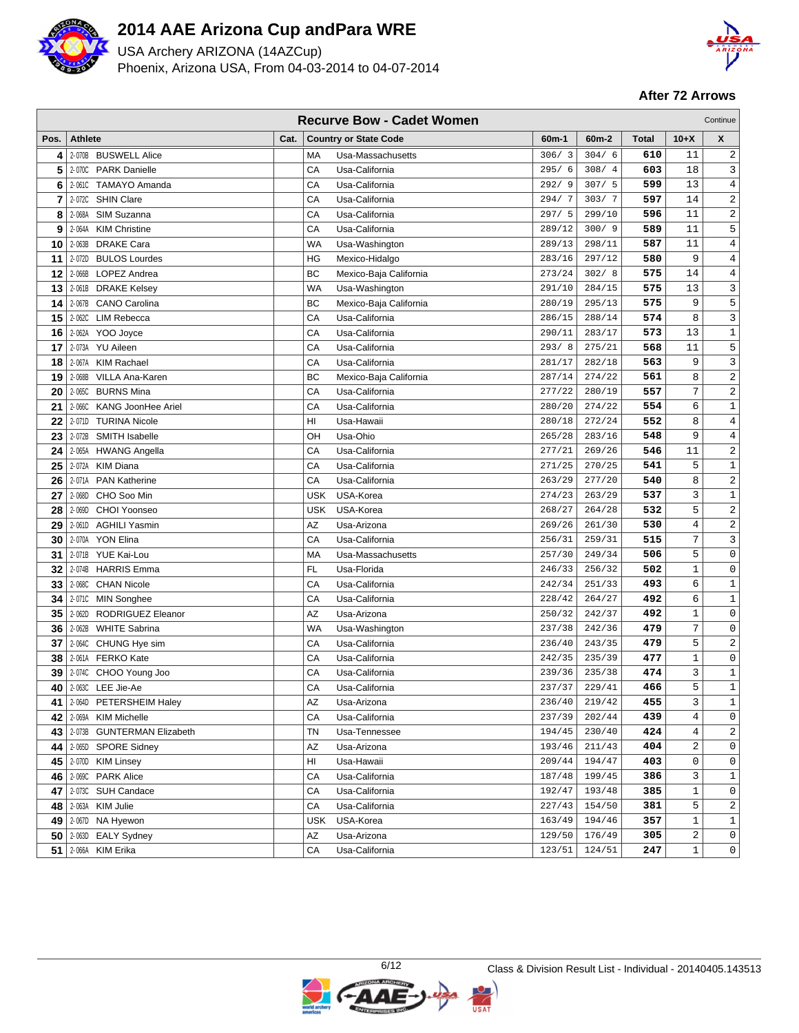# 2014 AAE Arizona Cup andPara WRE

USA Archery ARIZONA (14AZCup)

Phoenix, Arizona USA, From 04-03-2014 to 04-07-2014

**After 72 Arrows**

## Recurve Bow - Cadet Women

Continue

| Pos. | Athlete | Cat. | Country or State Code | | 60m-1 | 60m-2 | Total | 10+X | X |
|---|---|---|---|---|---|---|---|---|---|
| 4 | 2-070B BUSWELL Alice | | MA | Usa-Massachusetts | 306/ 3 | 304/ 6 | **610** | 11 | 2 |
| 5 | 2-070C PARK Danielle | | CA | Usa-California | 295/ 6 | 308/ 4 | **603** | 18 | 3 |
| 6 | 2-061C TAMAYO Amanda | | CA | Usa-California | 292/ 9 | 307/ 5 | **599** | 13 | 4 |
| 7 | 2-072C SHIN Clare | | CA | Usa-California | 294/ 7 | 303/ 7 | **597** | 14 | 2 |
| 8 | 2-068A SIM Suzanna | | CA | Usa-California | 297/ 5 | 299/10 | **596** | 11 | 2 |
| 9 | 2-064A KIM Christine | | CA | Usa-California | 289/12 | 300/ 9 | **589** | 11 | 5 |
| 10 | 2-063B DRAKE Cara | | WA | Usa-Washington | 289/13 | 298/11 | **587** | 11 | 4 |
| 11 | 2-072D BULOS Lourdes | | HG | Mexico-Hidalgo | 283/16 | 297/12 | **580** | 9 | 4 |
| 12 | 2-066B LOPEZ Andrea | | BC | Mexico-Baja California | 273/24 | 302/ 8 | **575** | 14 | 4 |
| 13 | 2-061B DRAKE Kelsey | | WA | Usa-Washington | 291/10 | 284/15 | **575** | 13 | 3 |
| 14 | 2-067B CANO Carolina | | BC | Mexico-Baja California | 280/19 | 295/13 | **575** | 9 | 5 |
| 15 | 2-062C LIM Rebecca | | CA | Usa-California | 286/15 | 288/14 | **574** | 8 | 3 |
| 16 | 2-062A YOO Joyce | | CA | Usa-California | 290/11 | 283/17 | **573** | 13 | 1 |
| 17 | 2-073A YU Aileen | | CA | Usa-California | 293/ 8 | 275/21 | **568** | 11 | 5 |
| 18 | 2-067A KIM Rachael | | CA | Usa-California | 281/17 | 282/18 | **563** | 9 | 3 |
| 19 | 2-068B VILLA Ana-Karen | | BC | Mexico-Baja California | 287/14 | 274/22 | **561** | 8 | 2 |
| 20 | 2-065C BURNS Mina | | CA | Usa-California | 277/22 | 280/19 | **557** | 7 | 2 |
| 21 | 2-066C KANG JoonHee Ariel | | CA | Usa-California | 280/20 | 274/22 | **554** | 6 | 1 |
| 22 | 2-071D TURINA Nicole | | HI | Usa-Hawaii | 280/18 | 272/24 | **552** | 8 | 4 |
| 23 | 2-072B SMITH Isabelle | | OH | Usa-Ohio | 265/28 | 283/16 | **548** | 9 | 4 |
| 24 | 2-065A HWANG Angella | | CA | Usa-California | 277/21 | 269/26 | **546** | 11 | 2 |
| 25 | 2-072A KIM Diana | | CA | Usa-California | 271/25 | 270/25 | **541** | 5 | 1 |
| 26 | 2-071A PAN Katherine | | CA | Usa-California | 263/29 | 277/20 | **540** | 8 | 2 |
| 27 | 2-068D CHO Soo Min | | USK | USA-Korea | 274/23 | 263/29 | **537** | 3 | 1 |
| 28 | 2-069D CHOI Yoonseo | | USK | USA-Korea | 268/27 | 264/28 | **532** | 5 | 2 |
| 29 | 2-061D AGHILI Yasmin | | AZ | Usa-Arizona | 269/26 | 261/30 | **530** | 4 | 2 |
| 30 | 2-070A YON Elina | | CA | Usa-California | 256/31 | 259/31 | **515** | 7 | 3 |
| 31 | 2-071B YUE Kai-Lou | | MA | Usa-Massachusetts | 257/30 | 249/34 | **506** | 5 | 0 |
| 32 | 2-074B HARRIS Emma | | FL | Usa-Florida | 246/33 | 256/32 | **502** | 1 | 0 |
| 33 | 2-068C CHAN Nicole | | CA | Usa-California | 242/34 | 251/33 | **493** | 6 | 1 |
| 34 | 2-071C MIN Songhee | | CA | Usa-California | 228/42 | 264/27 | **492** | 6 | 1 |
| 35 | 2-062D RODRIGUEZ Eleanor | | AZ | Usa-Arizona | 250/32 | 242/37 | **492** | 1 | 0 |
| 36 | 2-062B WHITE Sabrina | | WA | Usa-Washington | 237/38 | 242/36 | **479** | 7 | 0 |
| 37 | 2-064C CHUNG Hye sim | | CA | Usa-California | 236/40 | 243/35 | **479** | 5 | 2 |
| 38 | 2-061A FERKO Kate | | CA | Usa-California | 242/35 | 235/39 | **477** | 1 | 0 |
| 39 | 2-074C CHOO Young Joo | | CA | Usa-California | 239/36 | 235/38 | **474** | 3 | 1 |
| 40 | 2-063C LEE Jie-Ae | | CA | Usa-California | 237/37 | 229/41 | **466** | 5 | 1 |
| 41 | 2-064D PETERSHEIM Haley | | AZ | Usa-Arizona | 236/40 | 219/42 | **455** | 3 | 1 |
| 42 | 2-069A KIM Michelle | | CA | Usa-California | 237/39 | 202/44 | **439** | 4 | 0 |
| 43 | 2-073B GUNTERMAN Elizabeth | | TN | Usa-Tennessee | 194/45 | 230/40 | **424** | 4 | 2 |
| 44 | 2-065D SPORE Sidney | | AZ | Usa-Arizona | 193/46 | 211/43 | **404** | 2 | 0 |
| 45 | 2-070D KIM Linsey | | HI | Usa-Hawaii | 209/44 | 194/47 | **403** | 0 | 0 |
| 46 | 2-069C PARK Alice | | CA | Usa-California | 187/48 | 199/45 | **386** | 3 | 1 |
| 47 | 2-073C SUH Candace | | CA | Usa-California | 192/47 | 193/48 | **385** | 1 | 0 |
| 48 | 2-063A KIM Julie | | CA | Usa-California | 227/43 | 154/50 | **381** | 5 | 2 |
| 49 | 2-067D NA Hyewon | | USK | USA-Korea | 163/49 | 194/46 | **357** | 1 | 1 |
| 50 | 2-063D EALY Sydney | | AZ | Usa-Arizona | 129/50 | 176/49 | **305** | 2 | 0 |
| 51 | 2-066A KIM Erika | | CA | Usa-California | 123/51 | 124/51 | **247** | 1 | 0 |

Class & Division Result List - Individual - 20140405.143513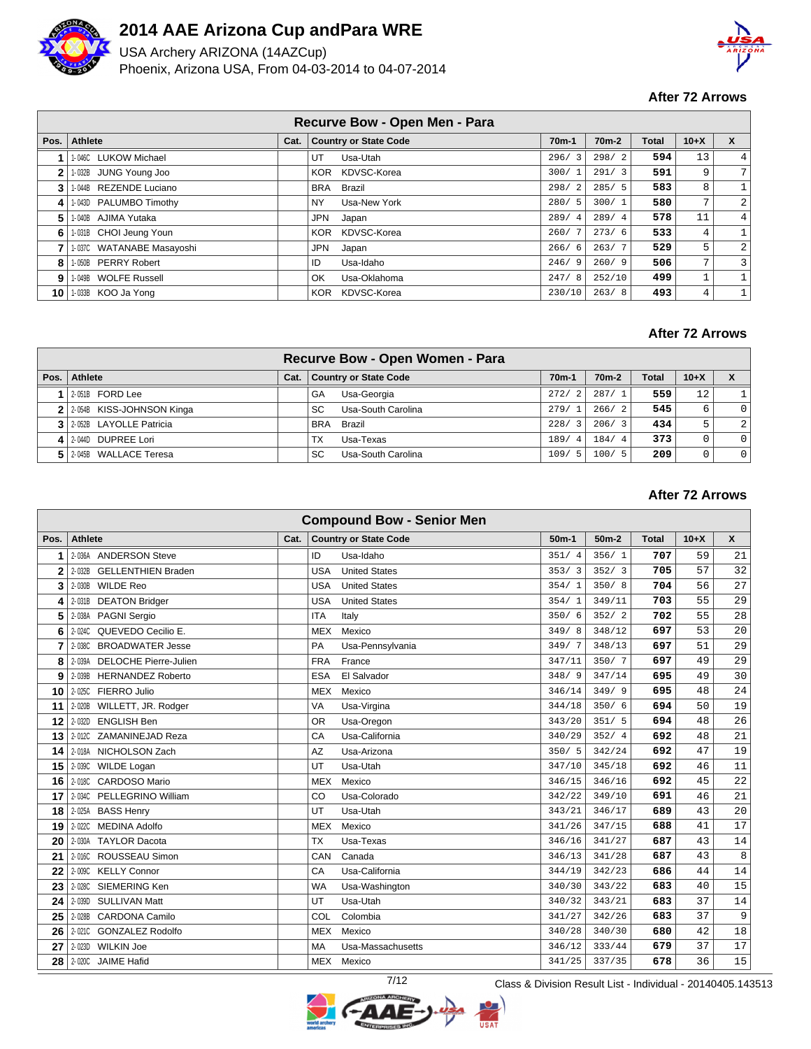# 2014 AAE Arizona Cup andPara WRE

USA Archery ARIZONA (14AZCup)

Phoenix, Arizona USA, From 04-03-2014 to 04-07-2014

**After 72 Arrows**

| Recurve Bow - Open Men - Para | | | | | | | | | | |
|---|---|---|---|---|---|---|---|---|---|---|
| Pos. | | Athlete | Cat. | Country or State Code | | 70m-1 | 70m-2 | Total | 10+X | X |
| 1 | 1-046C | LUKOW Michael | | UT | Usa-Utah | 296/ 3 | 298/ 2 | 594 | 13 | 4 |
| 2 | 1-032B | JUNG Young Joo | | KOR | KDVSC-Korea | 300/ 1 | 291/ 3 | 591 | 9 | 7 |
| 3 | 1-044B | REZENDE Luciano | | BRA | Brazil | 298/ 2 | 285/ 5 | 583 | 8 | 1 |
| 4 | 1-043D | PALUMBO Timothy | | NY | Usa-New York | 280/ 5 | 300/ 1 | 580 | 7 | 2 |
| 5 | 1-040B | AJIMA Yutaka | | JPN | Japan | 289/ 4 | 289/ 4 | 578 | 11 | 4 |
| 6 | 1-031B | CHOI Jeung Youn | | KOR | KDVSC-Korea | 260/ 7 | 273/ 6 | 533 | 4 | 1 |
| 7 | 1-037C | WATANABE Masayoshi | | JPN | Japan | 266/ 6 | 263/ 7 | 529 | 5 | 2 |
| 8 | 1-050B | PERRY Robert | | ID | Usa-Idaho | 246/ 9 | 260/ 9 | 506 | 7 | 3 |
| 9 | 1-049B | WOLFE Russell | | OK | Usa-Oklahoma | 247/ 8 | 252/10 | 499 | 1 | 1 |
| 10 | 1-033B | KOO Ja Yong | | KOR | KDVSC-Korea | 230/10 | 263/ 8 | 493 | 4 | 1 |

**After 72 Arrows**

| Recurve Bow - Open Women - Para | | | | | | | | | | |
|---|---|---|---|---|---|---|---|---|---|---|
| Pos. | | Athlete | Cat. | Country or State Code | | 70m-1 | 70m-2 | Total | 10+X | X |
| 1 | 2-051B | FORD Lee | | GA | Usa-Georgia | 272/ 2 | 287/ 1 | 559 | 12 | 1 |
| 2 | 2-054B | KISS-JOHNSON Kinga | | SC | Usa-South Carolina | 279/ 1 | 266/ 2 | 545 | 6 | 0 |
| 3 | 2-052B | LAYOLLE Patricia | | BRA | Brazil | 228/ 3 | 206/ 3 | 434 | 5 | 2 |
| 4 | 2-044D | DUPREE Lori | | TX | Usa-Texas | 189/ 4 | 184/ 4 | 373 | 0 | 0 |
| 5 | 2-045B | WALLACE Teresa | | SC | Usa-South Carolina | 109/ 5 | 100/ 5 | 209 | 0 | 0 |

**After 72 Arrows**

| Compound Bow - Senior Men | | | | | | | | | | |
|---|---|---|---|---|---|---|---|---|---|---|
| Pos. | | Athlete | Cat. | Country or State Code | | 50m-1 | 50m-2 | Total | 10+X | X |
| 1 | 2-036A | ANDERSON Steve | | ID | Usa-Idaho | 351/ 4 | 356/ 1 | 707 | 59 | 21 |
| 2 | 2-032B | GELLENTHIEN Braden | | USA | United States | 353/ 3 | 352/ 3 | 705 | 57 | 32 |
| 3 | 2-030B | WILDE Reo | | USA | United States | 354/ 1 | 350/ 8 | 704 | 56 | 27 |
| 4 | 2-031B | DEATON Bridger | | USA | United States | 354/ 1 | 349/11 | 703 | 55 | 29 |
| 5 | 2-038A | PAGNI Sergio | | ITA | Italy | 350/ 6 | 352/ 2 | 702 | 55 | 28 |
| 6 | 2-024C | QUEVEDO Cecilio E. | | MEX | Mexico | 349/ 8 | 348/12 | 697 | 53 | 20 |
| 7 | 2-038C | BROADWATER Jesse | | PA | Usa-Pennsylvania | 349/ 7 | 348/13 | 697 | 51 | 29 |
| 8 | 2-039A | DELOCHE Pierre-Julien | | FRA | France | 347/11 | 350/ 7 | 697 | 49 | 29 |
| 9 | 2-039B | HERNANDEZ Roberto | | ESA | El Salvador | 348/ 9 | 347/14 | 695 | 49 | 30 |
| 10 | 2-025C | FIERRO Julio | | MEX | Mexico | 346/14 | 349/ 9 | 695 | 48 | 24 |
| 11 | 2-020B | WILLETT, JR. Rodger | | VA | Usa-Virgina | 344/18 | 350/ 6 | 694 | 50 | 19 |
| 12 | 2-032D | ENGLISH Ben | | OR | Usa-Oregon | 343/20 | 351/ 5 | 694 | 48 | 26 |
| 13 | 2-012C | ZAMANINEJAD Reza | | CA | Usa-California | 340/29 | 352/ 4 | 692 | 48 | 21 |
| 14 | 2-018A | NICHOLSON Zach | | AZ | Usa-Arizona | 350/ 5 | 342/24 | 692 | 47 | 19 |
| 15 | 2-039C | WILDE Logan | | UT | Usa-Utah | 347/10 | 345/18 | 692 | 46 | 11 |
| 16 | 2-018C | CARDOSO Mario | | MEX | Mexico | 346/15 | 346/16 | 692 | 45 | 22 |
| 17 | 2-034C | PELLEGRINO William | | CO | Usa-Colorado | 342/22 | 349/10 | 691 | 46 | 21 |
| 18 | 2-025A | BASS Henry | | UT | Usa-Utah | 343/21 | 346/17 | 689 | 43 | 20 |
| 19 | 2-022C | MEDINA Adolfo | | MEX | Mexico | 341/26 | 347/15 | 688 | 41 | 17 |
| 20 | 2-030A | TAYLOR Dacota | | TX | Usa-Texas | 346/16 | 341/27 | 687 | 43 | 14 |
| 21 | 2-016C | ROUSSEAU Simon | | CAN | Canada | 346/13 | 341/28 | 687 | 43 | 8 |
| 22 | 2-009C | KELLY Connor | | CA | Usa-California | 344/19 | 342/23 | 686 | 44 | 14 |
| 23 | 2-028C | SIEMERING Ken | | WA | Usa-Washington | 340/30 | 343/22 | 683 | 40 | 15 |
| 24 | 2-039D | SULLIVAN Matt | | UT | Usa-Utah | 340/32 | 343/21 | 683 | 37 | 14 |
| 25 | 2-028B | CARDONA Camilo | | COL | Colombia | 341/27 | 342/26 | 683 | 37 | 9 |
| 26 | 2-021C | GONZALEZ Rodolfo | | MEX | Mexico | 340/28 | 340/30 | 680 | 42 | 18 |
| 27 | 2-023D | WILKIN Joe | | MA | Usa-Massachusetts | 346/12 | 333/44 | 679 | 37 | 17 |
| 28 | 2-020C | JAIME Hafid | | MEX | Mexico | 341/25 | 337/35 | 678 | 36 | 15 |

Class & Division Result List - Individual - 20140405.143513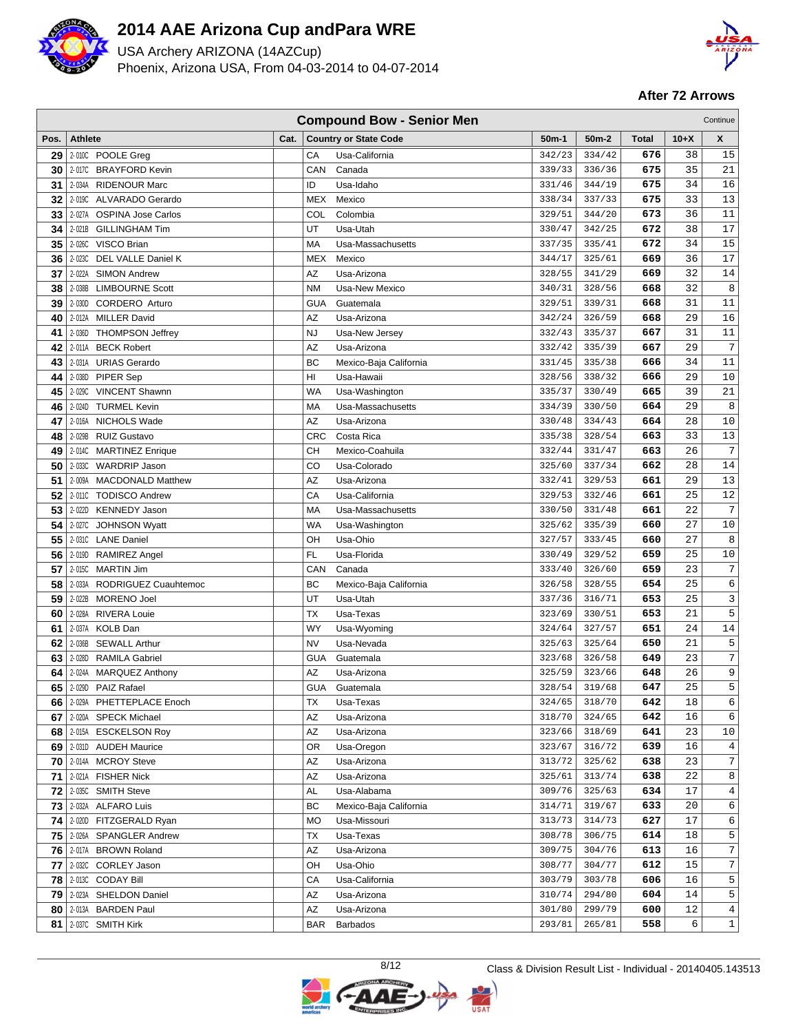# 2014 AAE Arizona Cup andPara WRE

USA Archery ARIZONA (14AZCup)
Phoenix, Arizona USA, From 04-03-2014 to 04-07-2014

**After 72 Arrows**

## Compound Bow - Senior Men

Continue

| Pos. | | Athlete | Cat. | Country or State Code | | 50m-1 | 50m-2 | Total | 10+X | X |
|---|---|---|---|---|---|---|---|---|---|---|
| 29 | 2-010C | POOLE Greg | | CA | Usa-California | 342/23 | 334/42 | 676 | 38 | 15 |
| 30 | 2-017C | BRAYFORD Kevin | | CAN | Canada | 339/33 | 336/36 | 675 | 35 | 21 |
| 31 | 2-034A | RIDENOUR Marc | | ID | Usa-Idaho | 331/46 | 344/19 | 675 | 34 | 16 |
| 32 | 2-019C | ALVARADO Gerardo | | MEX | Mexico | 338/34 | 337/33 | 675 | 33 | 13 |
| 33 | 2-027A | OSPINA Jose Carlos | | COL | Colombia | 329/51 | 344/20 | 673 | 36 | 11 |
| 34 | 2-021B | GILLINGHAM Tim | | UT | Usa-Utah | 330/47 | 342/25 | 672 | 38 | 17 |
| 35 | 2-026C | VISCO Brian | | MA | Usa-Massachusetts | 337/35 | 335/41 | 672 | 34 | 15 |
| 36 | 2-023C | DEL VALLE Daniel K | | MEX | Mexico | 344/17 | 325/61 | 669 | 36 | 17 |
| 37 | 2-022A | SIMON Andrew | | AZ | Usa-Arizona | 328/55 | 341/29 | 669 | 32 | 14 |
| 38 | 2-038B | LIMBOURNE Scott | | NM | Usa-New Mexico | 340/31 | 328/56 | 668 | 32 | 8 |
| 39 | 2-030D | CORDERO Arturo | | GUA | Guatemala | 329/51 | 339/31 | 668 | 31 | 11 |
| 40 | 2-012A | MILLER David | | AZ | Usa-Arizona | 342/24 | 326/59 | 668 | 29 | 16 |
| 41 | 2-036D | THOMPSON Jeffrey | | NJ | Usa-New Jersey | 332/43 | 335/37 | 667 | 31 | 11 |
| 42 | 2-011A | BECK Robert | | AZ | Usa-Arizona | 332/42 | 335/39 | 667 | 29 | 7 |
| 43 | 2-031A | URIAS Gerardo | | BC | Mexico-Baja California | 331/45 | 335/38 | 666 | 34 | 11 |
| 44 | 2-038D | PIPER Sep | | HI | Usa-Hawaii | 328/56 | 338/32 | 666 | 29 | 10 |
| 45 | 2-029C | VINCENT Shawnn | | WA | Usa-Washington | 335/37 | 330/49 | 665 | 39 | 21 |
| 46 | 2-024D | TURMEL Kevin | | MA | Usa-Massachusetts | 334/39 | 330/50 | 664 | 29 | 8 |
| 47 | 2-016A | NICHOLS Wade | | AZ | Usa-Arizona | 330/48 | 334/43 | 664 | 28 | 10 |
| 48 | 2-029B | RUIZ Gustavo | | CRC | Costa Rica | 335/38 | 328/54 | 663 | 33 | 13 |
| 49 | 2-014C | MARTINEZ Enrique | | CH | Mexico-Coahuila | 332/44 | 331/47 | 663 | 26 | 7 |
| 50 | 2-033C | WARDRIP Jason | | CO | Usa-Colorado | 325/60 | 337/34 | 662 | 28 | 14 |
| 51 | 2-009A | MACDONALD Matthew | | AZ | Usa-Arizona | 332/41 | 329/53 | 661 | 29 | 13 |
| 52 | 2-011C | TODISCO Andrew | | CA | Usa-California | 329/53 | 332/46 | 661 | 25 | 12 |
| 53 | 2-022D | KENNEDY Jason | | MA | Usa-Massachusetts | 330/50 | 331/48 | 661 | 22 | 7 |
| 54 | 2-027C | JOHNSON Wyatt | | WA | Usa-Washington | 325/62 | 335/39 | 660 | 27 | 10 |
| 55 | 2-031C | LANE Daniel | | OH | Usa-Ohio | 327/57 | 333/45 | 660 | 27 | 8 |
| 56 | 2-019D | RAMIREZ Angel | | FL | Usa-Florida | 330/49 | 329/52 | 659 | 25 | 10 |
| 57 | 2-015C | MARTIN Jim | | CAN | Canada | 333/40 | 326/60 | 659 | 23 | 7 |
| 58 | 2-033A | RODRIGUEZ Cuauhtemoc | | BC | Mexico-Baja California | 326/58 | 328/55 | 654 | 25 | 6 |
| 59 | 2-022B | MORENO Joel | | UT | Usa-Utah | 337/36 | 316/71 | 653 | 25 | 3 |
| 60 | 2-028A | RIVERA Louie | | TX | Usa-Texas | 323/69 | 330/51 | 653 | 21 | 5 |
| 61 | 2-037A | KOLB Dan | | WY | Usa-Wyoming | 324/64 | 327/57 | 651 | 24 | 14 |
| 62 | 2-036B | SEWALL Arthur | | NV | Usa-Nevada | 325/63 | 325/64 | 650 | 21 | 5 |
| 63 | 2-028D | RAMILA Gabriel | | GUA | Guatemala | 323/68 | 326/58 | 649 | 23 | 7 |
| 64 | 2-024A | MARQUEZ Anthony | | AZ | Usa-Arizona | 325/59 | 323/66 | 648 | 26 | 9 |
| 65 | 2-029D | PAIZ Rafael | | GUA | Guatemala | 328/54 | 319/68 | 647 | 25 | 5 |
| 66 | 2-029A | PHETTEPLACE Enoch | | TX | Usa-Texas | 324/65 | 318/70 | 642 | 18 | 6 |
| 67 | 2-020A | SPECK Michael | | AZ | Usa-Arizona | 318/70 | 324/65 | 642 | 16 | 6 |
| 68 | 2-015A | ESCKELSON Roy | | AZ | Usa-Arizona | 323/66 | 318/69 | 641 | 23 | 10 |
| 69 | 2-031D | AUDEH Maurice | | OR | Usa-Oregon | 323/67 | 316/72 | 639 | 16 | 4 |
| 70 | 2-014A | MCROY Steve | | AZ | Usa-Arizona | 313/72 | 325/62 | 638 | 23 | 7 |
| 71 | 2-021A | FISHER Nick | | AZ | Usa-Arizona | 325/61 | 313/74 | 638 | 22 | 8 |
| 72 | 2-035C | SMITH Steve | | AL | Usa-Alabama | 309/76 | 325/63 | 634 | 17 | 4 |
| 73 | 2-032A | ALFARO Luis | | BC | Mexico-Baja California | 314/71 | 319/67 | 633 | 20 | 6 |
| 74 | 2-020D | FITZGERALD Ryan | | MO | Usa-Missouri | 313/73 | 314/73 | 627 | 17 | 6 |
| 75 | 2-026A | SPANGLER Andrew | | TX | Usa-Texas | 308/78 | 306/75 | 614 | 18 | 5 |
| 76 | 2-017A | BROWN Roland | | AZ | Usa-Arizona | 309/75 | 304/76 | 613 | 16 | 7 |
| 77 | 2-032C | CORLEY Jason | | OH | Usa-Ohio | 308/77 | 304/77 | 612 | 15 | 7 |
| 78 | 2-013C | CODAY Bill | | CA | Usa-California | 303/79 | 303/78 | 606 | 16 | 5 |
| 79 | 2-023A | SHELDON Daniel | | AZ | Usa-Arizona | 310/74 | 294/80 | 604 | 14 | 5 |
| 80 | 2-013A | BARDEN Paul | | AZ | Usa-Arizona | 301/80 | 299/79 | 600 | 12 | 4 |
| 81 | 2-037C | SMITH Kirk | | BAR | Barbados | 293/81 | 265/81 | 558 | 6 | 1 |

Class & Division Result List - Individual - 20140405.143513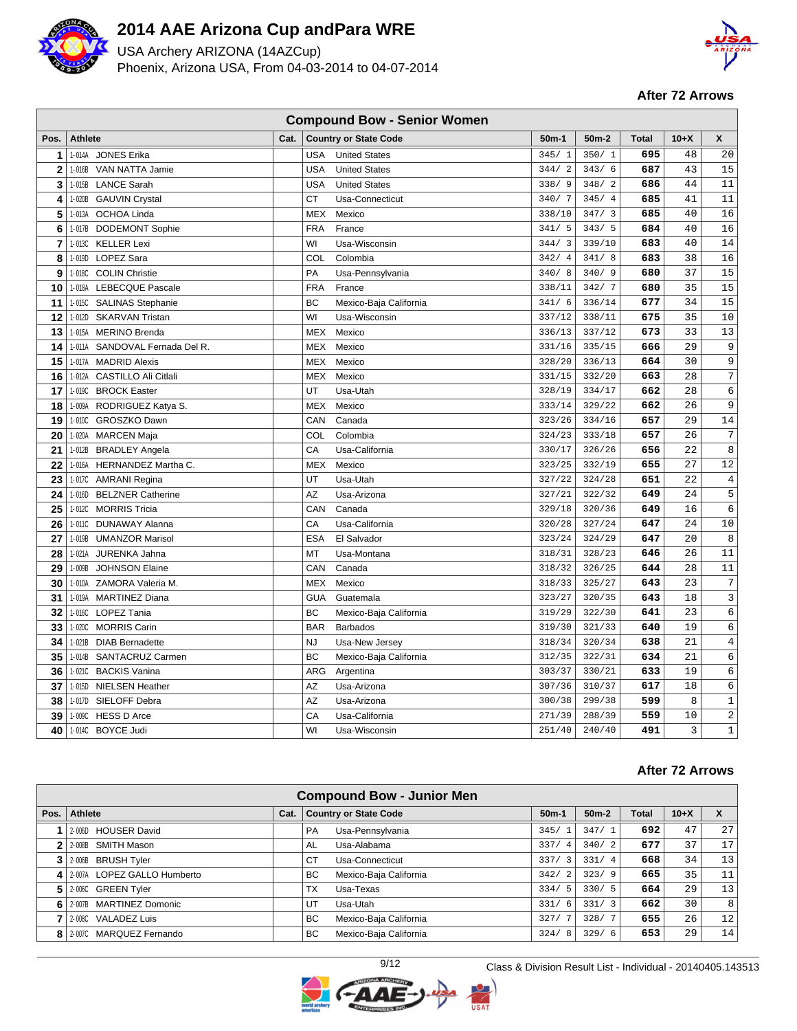# 2014 AAE Arizona Cup andPara WRE

USA Archery ARIZONA (14AZCup)

Phoenix, Arizona USA, From 04-03-2014 to 04-07-2014

**After 72 Arrows**

| Compound Bow - Senior Women | | | | | | | | | |
|---|---|---|---|---|---|---|---|---|---|
| Pos. | Athlete | Cat. | Country or State Code | | 50m-1 | 50m-2 | Total | 10+X | X |
| 1 | 1-014A JONES Erika | | USA | United States | 345/ 1 | 350/ 1 | 695 | 48 | 20 |
| 2 | 1-016B VAN NATTA Jamie | | USA | United States | 344/ 2 | 343/ 6 | 687 | 43 | 15 |
| 3 | 1-015B LANCE Sarah | | USA | United States | 338/ 9 | 348/ 2 | 686 | 44 | 11 |
| 4 | 1-020B GAUVIN Crystal | | CT | Usa-Connecticut | 340/ 7 | 345/ 4 | 685 | 41 | 11 |
| 5 | 1-013A OCHOA Linda | | MEX | Mexico | 338/10 | 347/ 3 | 685 | 40 | 16 |
| 6 | 1-017B DODEMONT Sophie | | FRA | France | 341/ 5 | 343/ 5 | 684 | 40 | 16 |
| 7 | 1-013C KELLER Lexi | | WI | Usa-Wisconsin | 344/ 3 | 339/10 | 683 | 40 | 14 |
| 8 | 1-019D LOPEZ Sara | | COL | Colombia | 342/ 4 | 341/ 8 | 683 | 38 | 16 |
| 9 | 1-018C COLIN Christie | | PA | Usa-Pennsylvania | 340/ 8 | 340/ 9 | 680 | 37 | 15 |
| 10 | 1-018A LEBECQUE Pascale | | FRA | France | 338/11 | 342/ 7 | 680 | 35 | 15 |
| 11 | 1-015C SALINAS Stephanie | | BC | Mexico-Baja California | 341/ 6 | 336/14 | 677 | 34 | 15 |
| 12 | 1-012D SKARVAN Tristan | | WI | Usa-Wisconsin | 337/12 | 338/11 | 675 | 35 | 10 |
| 13 | 1-015A MERINO Brenda | | MEX | Mexico | 336/13 | 337/12 | 673 | 33 | 13 |
| 14 | 1-011A SANDOVAL Fernada Del R. | | MEX | Mexico | 331/16 | 335/15 | 666 | 29 | 9 |
| 15 | 1-017A MADRID Alexis | | MEX | Mexico | 328/20 | 336/13 | 664 | 30 | 9 |
| 16 | 1-012A CASTILLO Ali Citlali | | MEX | Mexico | 331/15 | 332/20 | 663 | 28 | 7 |
| 17 | 1-019C BROCK Easter | | UT | Usa-Utah | 328/19 | 334/17 | 662 | 28 | 6 |
| 18 | 1-009A RODRIGUEZ Katya S. | | MEX | Mexico | 333/14 | 329/22 | 662 | 26 | 9 |
| 19 | 1-010C GROSZKO Dawn | | CAN | Canada | 323/26 | 334/16 | 657 | 29 | 14 |
| 20 | 1-020A MARCEN Maja | | COL | Colombia | 324/23 | 333/18 | 657 | 26 | 7 |
| 21 | 1-012B BRADLEY Angela | | CA | Usa-California | 330/17 | 326/26 | 656 | 22 | 8 |
| 22 | 1-016A HERNANDEZ Martha C. | | MEX | Mexico | 323/25 | 332/19 | 655 | 27 | 12 |
| 23 | 1-017C AMRANI Regina | | UT | Usa-Utah | 327/22 | 324/28 | 651 | 22 | 4 |
| 24 | 1-016D BELZNER Catherine | | AZ | Usa-Arizona | 327/21 | 322/32 | 649 | 24 | 5 |
| 25 | 1-012C MORRIS Tricia | | CAN | Canada | 329/18 | 320/36 | 649 | 16 | 6 |
| 26 | 1-011C DUNAWAY Alanna | | CA | Usa-California | 320/28 | 327/24 | 647 | 24 | 10 |
| 27 | 1-019B UMANZOR Marisol | | ESA | El Salvador | 323/24 | 324/29 | 647 | 20 | 8 |
| 28 | 1-021A JURENKA Jahna | | MT | Usa-Montana | 318/31 | 328/23 | 646 | 26 | 11 |
| 29 | 1-009B JOHNSON Elaine | | CAN | Canada | 318/32 | 326/25 | 644 | 28 | 11 |
| 30 | 1-010A ZAMORA Valeria M. | | MEX | Mexico | 318/33 | 325/27 | 643 | 23 | 7 |
| 31 | 1-019A MARTINEZ Diana | | GUA | Guatemala | 323/27 | 320/35 | 643 | 18 | 3 |
| 32 | 1-016C LOPEZ Tania | | BC | Mexico-Baja California | 319/29 | 322/30 | 641 | 23 | 6 |
| 33 | 1-020C MORRIS Carin | | BAR | Barbados | 319/30 | 321/33 | 640 | 19 | 6 |
| 34 | 1-021B DIAB Bernadette | | NJ | Usa-New Jersey | 318/34 | 320/34 | 638 | 21 | 4 |
| 35 | 1-014B SANTACRUZ Carmen | | BC | Mexico-Baja California | 312/35 | 322/31 | 634 | 21 | 6 |
| 36 | 1-021C BACKIS Vanina | | ARG | Argentina | 303/37 | 330/21 | 633 | 19 | 6 |
| 37 | 1-015D NIELSEN Heather | | AZ | Usa-Arizona | 307/36 | 310/37 | 617 | 18 | 6 |
| 38 | 1-017D SIELOFF Debra | | AZ | Usa-Arizona | 300/38 | 299/38 | 599 | 8 | 1 |
| 39 | 1-009C HESS D Arce | | CA | Usa-California | 271/39 | 288/39 | 559 | 10 | 2 |
| 40 | 1-014C BOYCE Judi | | WI | Usa-Wisconsin | 251/40 | 240/40 | 491 | 3 | 1 |

**After 72 Arrows**

| Compound Bow - Junior Men | | | | | | | | | |
|---|---|---|---|---|---|---|---|---|---|
| Pos. | Athlete | Cat. | Country or State Code | | 50m-1 | 50m-2 | Total | 10+X | X |
| 1 | 2-006D HOUSER David | | PA | Usa-Pennsylvania | 345/ 1 | 347/ 1 | 692 | 47 | 27 |
| 2 | 2-008B SMITH Mason | | AL | Usa-Alabama | 337/ 4 | 340/ 2 | 677 | 37 | 17 |
| 3 | 2-006B BRUSH Tyler | | CT | Usa-Connecticut | 337/ 3 | 331/ 4 | 668 | 34 | 13 |
| 4 | 2-007A LOPEZ GALLO Humberto | | BC | Mexico-Baja California | 342/ 2 | 323/ 9 | 665 | 35 | 11 |
| 5 | 2-006C GREEN Tyler | | TX | Usa-Texas | 334/ 5 | 330/ 5 | 664 | 29 | 13 |
| 6 | 2-007B MARTINEZ Domonic | | UT | Usa-Utah | 331/ 6 | 331/ 3 | 662 | 30 | 8 |
| 7 | 2-008C VALADEZ Luis | | BC | Mexico-Baja California | 327/ 7 | 328/ 7 | 655 | 26 | 12 |
| 8 | 2-007C MARQUEZ Fernando | | BC | Mexico-Baja California | 324/ 8 | 329/ 6 | 653 | 29 | 14 |

Class & Division Result List - Individual - 20140405.143513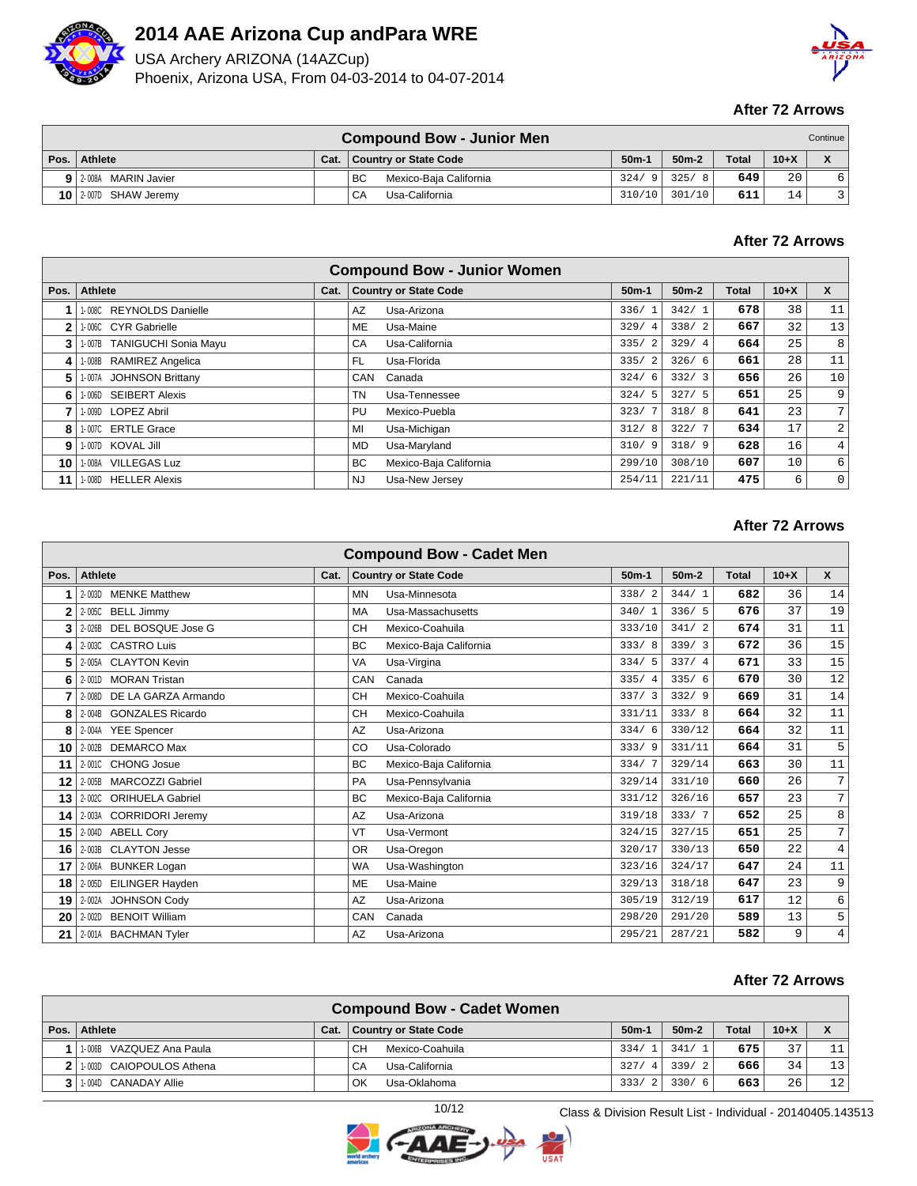# 2014 AAE Arizona Cup andPara WRE

USA Archery ARIZONA (14AZCup)

Phoenix, Arizona USA, From 04-03-2014 to 04-07-2014

## After 72 Arrows

### Compound Bow - Junior Men

Continue

| Pos. | Athlete | Cat. | Country or State Code | | 50m-1 | 50m-2 | Total | 10+X | X |
|---|---|---|---|---|---|---|---|---|---|
| 9 | 2-008A MARIN Javier | | BC | Mexico-Baja California | 324/ 9 | 325/ 8 | 649 | 20 | 6 |
| 10 | 2-007D SHAW Jeremy | | CA | Usa-California | 310/10 | 301/10 | 611 | 14 | 3 |

## After 72 Arrows

### Compound Bow - Junior Women

| Pos. | Athlete | Cat. | Country or State Code | | 50m-1 | 50m-2 | Total | 10+X | X |
|---|---|---|---|---|---|---|---|---|---|
| 1 | 1-008C REYNOLDS Danielle | | AZ | Usa-Arizona | 336/ 1 | 342/ 1 | 678 | 38 | 11 |
| 2 | 1-006C CYR Gabrielle | | ME | Usa-Maine | 329/ 4 | 338/ 2 | 667 | 32 | 13 |
| 3 | 1-007B TANIGUCHI Sonia Mayu | | CA | Usa-California | 335/ 2 | 329/ 4 | 664 | 25 | 8 |
| 4 | 1-008B RAMIREZ Angelica | | FL | Usa-Florida | 335/ 2 | 326/ 6 | 661 | 28 | 11 |
| 5 | 1-007A JOHNSON Brittany | | CAN | Canada | 324/ 6 | 332/ 3 | 656 | 26 | 10 |
| 6 | 1-006D SEIBERT Alexis | | TN | Usa-Tennessee | 324/ 5 | 327/ 5 | 651 | 25 | 9 |
| 7 | 1-009D LOPEZ Abril | | PU | Mexico-Puebla | 323/ 7 | 318/ 8 | 641 | 23 | 7 |
| 8 | 1-007C ERTLE Grace | | MI | Usa-Michigan | 312/ 8 | 322/ 7 | 634 | 17 | 2 |
| 9 | 1-007D KOVAL Jill | | MD | Usa-Maryland | 310/ 9 | 318/ 9 | 628 | 16 | 4 |
| 10 | 1-008A VILLEGAS Luz | | BC | Mexico-Baja California | 299/10 | 308/10 | 607 | 10 | 6 |
| 11 | 1-008D HELLER Alexis | | NJ | Usa-New Jersey | 254/11 | 221/11 | 475 | 6 | 0 |

## After 72 Arrows

### Compound Bow - Cadet Men

| Pos. | Athlete | Cat. | Country or State Code | | 50m-1 | 50m-2 | Total | 10+X | X |
|---|---|---|---|---|---|---|---|---|---|
| 1 | 2-003D MENKE Matthew | | MN | Usa-Minnesota | 338/ 2 | 344/ 1 | 682 | 36 | 14 |
| 2 | 2-005C BELL Jimmy | | MA | Usa-Massachusetts | 340/ 1 | 336/ 5 | 676 | 37 | 19 |
| 3 | 2-026B DEL BOSQUE Jose G | | CH | Mexico-Coahuila | 333/10 | 341/ 2 | 674 | 31 | 11 |
| 4 | 2-003C CASTRO Luis | | BC | Mexico-Baja California | 333/ 8 | 339/ 3 | 672 | 36 | 15 |
| 5 | 2-005A CLAYTON Kevin | | VA | Usa-Virgina | 334/ 5 | 337/ 4 | 671 | 33 | 15 |
| 6 | 2-001D MORAN Tristan | | CAN | Canada | 335/ 4 | 335/ 6 | 670 | 30 | 12 |
| 7 | 2-008D DE LA GARZA Armando | | CH | Mexico-Coahuila | 337/ 3 | 332/ 9 | 669 | 31 | 14 |
| 8 | 2-004B GONZALES Ricardo | | CH | Mexico-Coahuila | 331/11 | 333/ 8 | 664 | 32 | 11 |
| 8 | 2-004A YEE Spencer | | AZ | Usa-Arizona | 334/ 6 | 330/12 | 664 | 32 | 11 |
| 10 | 2-002B DEMARCO Max | | CO | Usa-Colorado | 333/ 9 | 331/11 | 664 | 31 | 5 |
| 11 | 2-001C CHONG Josue | | BC | Mexico-Baja California | 334/ 7 | 329/14 | 663 | 30 | 11 |
| 12 | 2-005B MARCOZZI Gabriel | | PA | Usa-Pennsylvania | 329/14 | 331/10 | 660 | 26 | 7 |
| 13 | 2-002C ORIHUELA Gabriel | | BC | Mexico-Baja California | 331/12 | 326/16 | 657 | 23 | 7 |
| 14 | 2-003A CORRIDORI Jeremy | | AZ | Usa-Arizona | 319/18 | 333/ 7 | 652 | 25 | 8 |
| 15 | 2-004D ABELL Cory | | VT | Usa-Vermont | 324/15 | 327/15 | 651 | 25 | 7 |
| 16 | 2-003B CLAYTON Jesse | | OR | Usa-Oregon | 320/17 | 330/13 | 650 | 22 | 4 |
| 17 | 2-006A BUNKER Logan | | WA | Usa-Washington | 323/16 | 324/17 | 647 | 24 | 11 |
| 18 | 2-005D EILINGER Hayden | | ME | Usa-Maine | 329/13 | 318/18 | 647 | 23 | 9 |
| 19 | 2-002A JOHNSON Cody | | AZ | Usa-Arizona | 305/19 | 312/19 | 617 | 12 | 6 |
| 20 | 2-002D BENOIT William | | CAN | Canada | 298/20 | 291/20 | 589 | 13 | 5 |
| 21 | 2-001A BACHMAN Tyler | | AZ | Usa-Arizona | 295/21 | 287/21 | 582 | 9 | 4 |

## After 72 Arrows

### Compound Bow - Cadet Women

| Pos. | Athlete | Cat. | Country or State Code | | 50m-1 | 50m-2 | Total | 10+X | X |
|---|---|---|---|---|---|---|---|---|---|
| 1 | 1-006B VAZQUEZ Ana Paula | | CH | Mexico-Coahuila | 334/ 1 | 341/ 1 | 675 | 37 | 11 |
| 2 | 1-003D CAIOPOULOS Athena | | CA | Usa-California | 327/ 4 | 339/ 2 | 666 | 34 | 13 |
| 3 | 1-004D CANADAY Allie | | OK | Usa-Oklahoma | 333/ 2 | 330/ 6 | 663 | 26 | 12 |

Class & Division Result List - Individual - 20140405.143513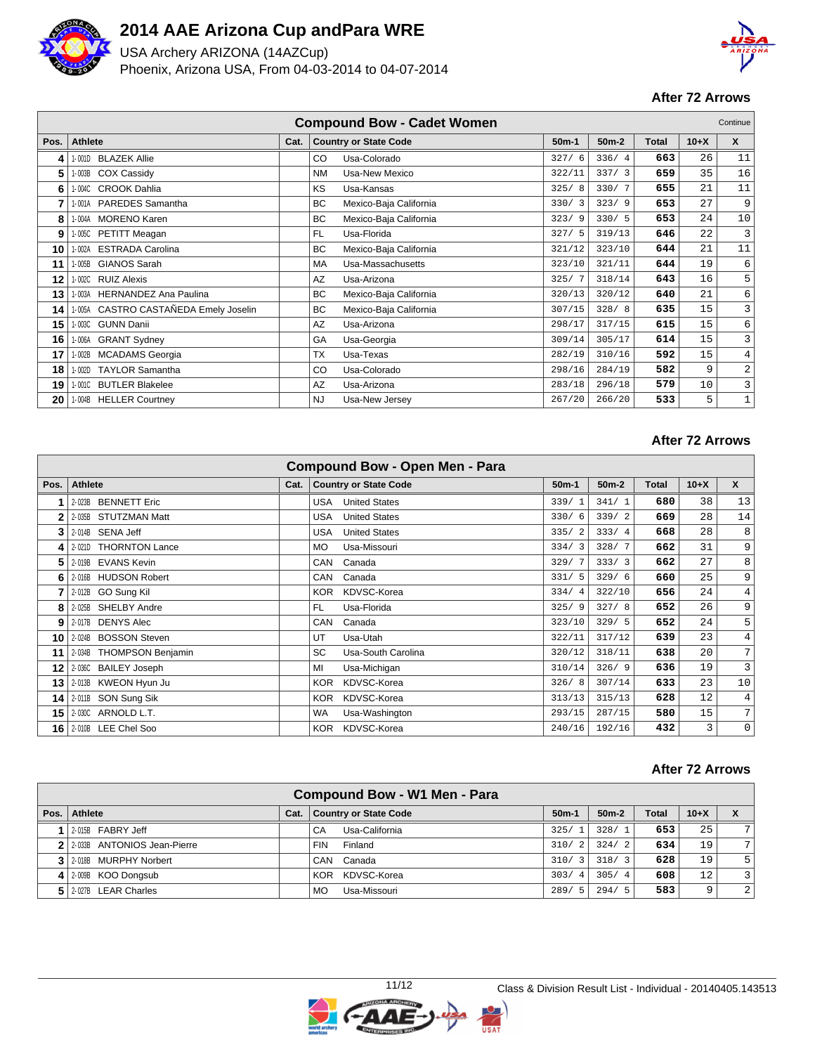# 2014 AAE Arizona Cup andPara WRE

USA Archery ARIZONA (14AZCup)

Phoenix, Arizona USA, From 04-03-2014 to 04-07-2014

**After 72 Arrows**

## Compound Bow - Cadet Women

Continue

| Pos. | | Athlete | Cat. | Country or State Code | | 50m-1 | 50m-2 | Total | 10+X | X |
|---|---|---|---|---|---|---|---|---|---|---|
| 4 | 1-001D | BLAZEK Allie | | CO | Usa-Colorado | 327/ 6 | 336/ 4 | **663** | 26 | 11 |
| 5 | 1-003B | COX Cassidy | | NM | Usa-New Mexico | 322/11 | 337/ 3 | **659** | 35 | 16 |
| 6 | 1-004C | CROOK Dahlia | | KS | Usa-Kansas | 325/ 8 | 330/ 7 | **655** | 21 | 11 |
| 7 | 1-001A | PAREDES Samantha | | BC | Mexico-Baja California | 330/ 3 | 323/ 9 | **653** | 27 | 9 |
| 8 | 1-004A | MORENO Karen | | BC | Mexico-Baja California | 323/ 9 | 330/ 5 | **653** | 24 | 10 |
| 9 | 1-005C | PETITT Meagan | | FL | Usa-Florida | 327/ 5 | 319/13 | **646** | 22 | 3 |
| 10 | 1-002A | ESTRADA Carolina | | BC | Mexico-Baja California | 321/12 | 323/10 | **644** | 21 | 11 |
| 11 | 1-005B | GIANOS Sarah | | MA | Usa-Massachusetts | 323/10 | 321/11 | **644** | 19 | 6 |
| 12 | 1-002C | RUIZ Alexis | | AZ | Usa-Arizona | 325/ 7 | 318/14 | **643** | 16 | 5 |
| 13 | 1-003A | HERNANDEZ Ana Paulina | | BC | Mexico-Baja California | 320/13 | 320/12 | **640** | 21 | 6 |
| 14 | 1-005A | CASTRO CASTAÑEDA Emely Joselin | | BC | Mexico-Baja California | 307/15 | 328/ 8 | **635** | 15 | 3 |
| 15 | 1-003C | GUNN Danii | | AZ | Usa-Arizona | 298/17 | 317/15 | **615** | 15 | 6 |
| 16 | 1-006A | GRANT Sydney | | GA | Usa-Georgia | 309/14 | 305/17 | **614** | 15 | 3 |
| 17 | 1-002B | MCADAMS Georgia | | TX | Usa-Texas | 282/19 | 310/16 | **592** | 15 | 4 |
| 18 | 1-002D | TAYLOR Samantha | | CO | Usa-Colorado | 298/16 | 284/19 | **582** | 9 | 2 |
| 19 | 1-001C | BUTLER Blakelee | | AZ | Usa-Arizona | 283/18 | 296/18 | **579** | 10 | 3 |
| 20 | 1-004B | HELLER Courtney | | NJ | Usa-New Jersey | 267/20 | 266/20 | **533** | 5 | 1 |

**After 72 Arrows**

## Compound Bow - Open Men - Para

| Pos. | | Athlete | Cat. | Country or State Code | | 50m-1 | 50m-2 | Total | 10+X | X |
|---|---|---|---|---|---|---|---|---|---|---|
| 1 | 2-023B | BENNETT Eric | | USA | United States | 339/ 1 | 341/ 1 | **680** | 38 | 13 |
| 2 | 2-035B | STUTZMAN Matt | | USA | United States | 330/ 6 | 339/ 2 | **669** | 28 | 14 |
| 3 | 2-014B | SENA Jeff | | USA | United States | 335/ 2 | 333/ 4 | **668** | 28 | 8 |
| 4 | 2-021D | THORNTON Lance | | MO | Usa-Missouri | 334/ 3 | 328/ 7 | **662** | 31 | 9 |
| 5 | 2-019B | EVANS Kevin | | CAN | Canada | 329/ 7 | 333/ 3 | **662** | 27 | 8 |
| 6 | 2-016B | HUDSON Robert | | CAN | Canada | 331/ 5 | 329/ 6 | **660** | 25 | 9 |
| 7 | 2-012B | GO Sung Kil | | KOR | KDVSC-Korea | 334/ 4 | 322/10 | **656** | 24 | 4 |
| 8 | 2-025B | SHELBY Andre | | FL | Usa-Florida | 325/ 9 | 327/ 8 | **652** | 26 | 9 |
| 9 | 2-017B | DENYS Alec | | CAN | Canada | 323/10 | 329/ 5 | **652** | 24 | 5 |
| 10 | 2-024B | BOSSON Steven | | UT | Usa-Utah | 322/11 | 317/12 | **639** | 23 | 4 |
| 11 | 2-034B | THOMPSON Benjamin | | SC | Usa-South Carolina | 320/12 | 318/11 | **638** | 20 | 7 |
| 12 | 2-036C | BAILEY Joseph | | MI | Usa-Michigan | 310/14 | 326/ 9 | **636** | 19 | 3 |
| 13 | 2-013B | KWEON Hyun Ju | | KOR | KDVSC-Korea | 326/ 8 | 307/14 | **633** | 23 | 10 |
| 14 | 2-011B | SON Sung Sik | | KOR | KDVSC-Korea | 313/13 | 315/13 | **628** | 12 | 4 |
| 15 | 2-030C | ARNOLD L.T. | | WA | Usa-Washington | 293/15 | 287/15 | **580** | 15 | 7 |
| 16 | 2-010B | LEE Chel Soo | | KOR | KDVSC-Korea | 240/16 | 192/16 | **432** | 3 | 0 |

**After 72 Arrows**

## Compound Bow - W1 Men - Para

| Pos. | | Athlete | Cat. | Country or State Code | | 50m-1 | 50m-2 | Total | 10+X | X |
|---|---|---|---|---|---|---|---|---|---|---|
| 1 | 2-015B | FABRY Jeff | | CA | Usa-California | 325/ 1 | 328/ 1 | **653** | 25 | 7 |
| 2 | 2-033B | ANTONIOS Jean-Pierre | | FIN | Finland | 310/ 2 | 324/ 2 | **634** | 19 | 7 |
| 3 | 2-018B | MURPHY Norbert | | CAN | Canada | 310/ 3 | 318/ 3 | **628** | 19 | 5 |
| 4 | 2-009B | KOO Dongsub | | KOR | KDVSC-Korea | 303/ 4 | 305/ 4 | **608** | 12 | 3 |
| 5 | 2-027B | LEAR Charles | | MO | Usa-Missouri | 289/ 5 | 294/ 5 | **583** | 9 | 2 |

Class & Division Result List - Individual - 20140405.143513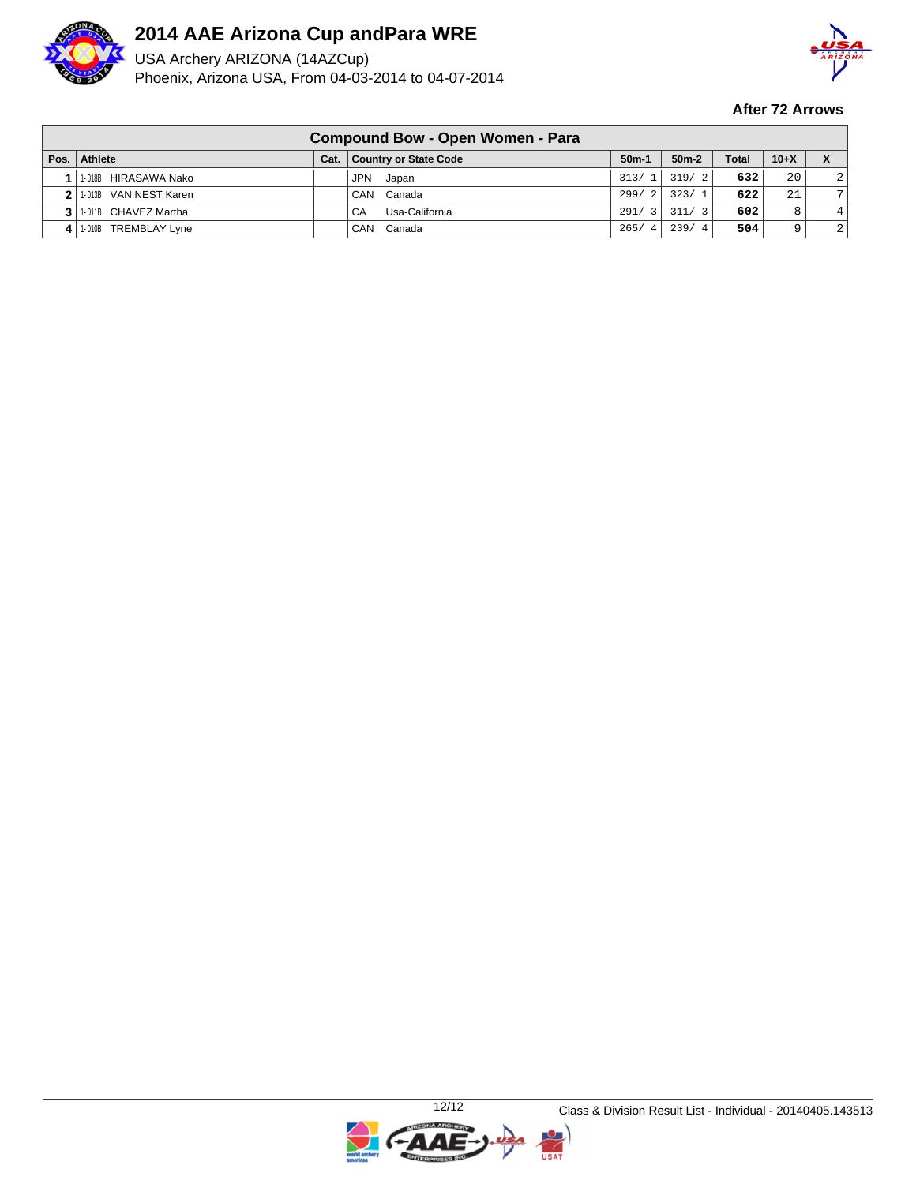# 2014 AAE Arizona Cup andPara WRE

USA Archery ARIZONA (14AZCup)

Phoenix, Arizona USA, From 04-03-2014 to 04-07-2014

**After 72 Arrows**

| Compound Bow - Open Women - Para | | | | | | | | |
|---|---|---|---|---|---|---|---|---|
| Pos. | Athlete | Cat. | Country or State Code | 50m-1 | 50m-2 | Total | 10+X | X |
| 1 | 1-018B HIRASAWA Nako | | JPN Japan | 313/ 1 | 319/ 2 | **632** | 20 | 2 |
| 2 | 1-013B VAN NEST Karen | | CAN Canada | 299/ 2 | 323/ 1 | **622** | 21 | 7 |
| 3 | 1-011B CHAVEZ Martha | | CA Usa-California | 291/ 3 | 311/ 3 | **602** | 8 | 4 |
| 4 | 1-010B TREMBLAY Lyne | | CAN Canada | 265/ 4 | 239/ 4 | **504** | 9 | 2 |

Class & Division Result List - Individual - 20140405.143513